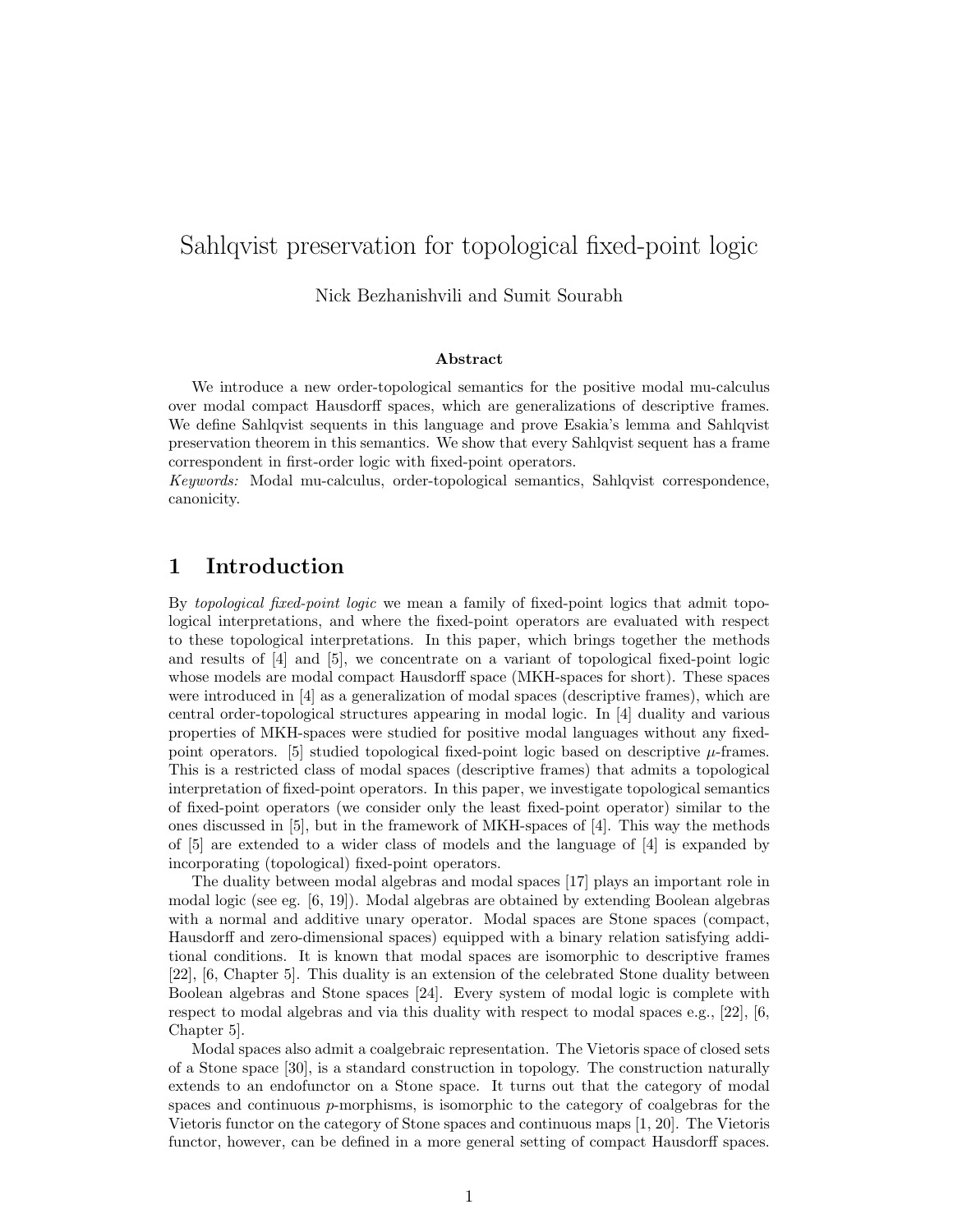# Sahlqvist preservation for topological fixed-point logic

Nick Bezhanishvili and Sumit Sourabh

### Abstract

We introduce a new order-topological semantics for the positive modal mu-calculus over modal compact Hausdorff spaces, which are generalizations of descriptive frames. We define Sahlqvist sequents in this language and prove Esakia's lemma and Sahlqvist preservation theorem in this semantics. We show that every Sahlqvist sequent has a frame correspondent in first-order logic with fixed-point operators.

*Keywords:* Modal mu-calculus, order-topological semantics, Sahlqvist correspondence, canonicity.

## 1 Introduction

By *topological fixed-point logic* we mean a family of fixed-point logics that admit topological interpretations, and where the fixed-point operators are evaluated with respect to these topological interpretations. In this paper, which brings together the methods and results of [4] and [5], we concentrate on a variant of topological fixed-point logic whose models are modal compact Hausdorff space (MKH-spaces for short). These spaces were introduced in [4] as a generalization of modal spaces (descriptive frames), which are central order-topological structures appearing in modal logic. In [4] duality and various properties of MKH-spaces were studied for positive modal languages without any fixed-point operators. [5] studied topological fixed-point logic based on descriptive $\mu$-frames. This is a restricted class of modal spaces (descriptive frames) that admits a topological interpretation of fixed-point operators. In this paper, we investigate topological semantics of fixed-point operators (we consider only the least fixed-point operator) similar to the ones discussed in [5], but in the framework of MKH-spaces of [4]. This way the methods of [5] are extended to a wider class of models and the language of [4] is expanded by incorporating (topological) fixed-point operators.

The duality between modal algebras and modal spaces [17] plays an important role in modal logic (see eg. [6, 19]). Modal algebras are obtained by extending Boolean algebras with a normal and additive unary operator. Modal spaces are Stone spaces (compact, Hausdorff and zero-dimensional spaces) equipped with a binary relation satisfying additional conditions. It is known that modal spaces are isomorphic to descriptive frames [22], [6, Chapter 5]. This duality is an extension of the celebrated Stone duality between Boolean algebras and Stone spaces [24]. Every system of modal logic is complete with respect to modal algebras and via this duality with respect to modal spaces e.g., [22], [6, Chapter 5].

Modal spaces also admit a coalgebraic representation. The Vietoris space of closed sets of a Stone space [30], is a standard construction in topology. The construction naturally extends to an endofunctor on a Stone space. It turns out that the category of modal spaces and continuous $p$-morphisms, is isomorphic to the category of coalgebras for the Vietoris functor on the category of Stone spaces and continuous maps [1, 20]. The Vietoris functor, however, can be defined in a more general setting of compact Hausdorff spaces.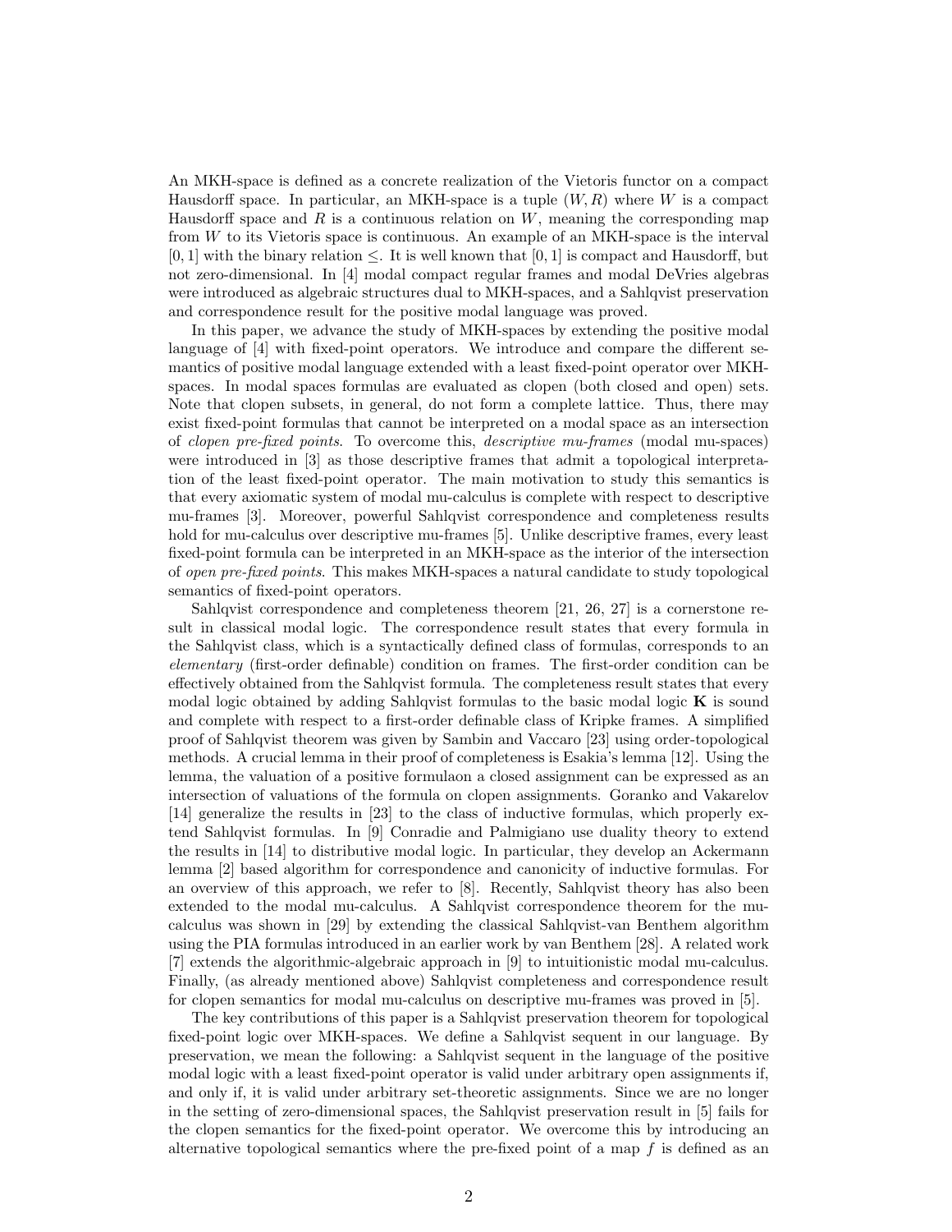An MKH-space is defined as a concrete realization of the Vietoris functor on a compact Hausdorff space. In particular, an MKH-space is a tuple $(W, R)$ where $W$ is a compact Hausdorff space and $R$ is a continuous relation on $W$, meaning the corresponding map from $W$ to its Vietoris space is continuous. An example of an MKH-space is the interval $[0, 1]$ with the binary relation $\leq$. It is well known that $[0, 1]$ is compact and Hausdorff, but not zero-dimensional. In [4] modal compact regular frames and modal DeVries algebras were introduced as algebraic structures dual to MKH-spaces, and a Sahlqvist preservation and correspondence result for the positive modal language was proved.

In this paper, we advance the study of MKH-spaces by extending the positive modal language of [4] with fixed-point operators. We introduce and compare the different semantics of positive modal language extended with a least fixed-point operator over MKH-spaces. In modal spaces formulas are evaluated as clopen (both closed and open) sets. Note that clopen subsets, in general, do not form a complete lattice. Thus, there may exist fixed-point formulas that cannot be interpreted on a modal space as an intersection of *clopen pre-fixed points*. To overcome this, *descriptive mu-frames* (modal mu-spaces) were introduced in [3] as those descriptive frames that admit a topological interpretation of the least fixed-point operator. The main motivation to study this semantics is that every axiomatic system of modal mu-calculus is complete with respect to descriptive mu-frames [3]. Moreover, powerful Sahlqvist correspondence and completeness results hold for mu-calculus over descriptive mu-frames [5]. Unlike descriptive frames, every least fixed-point formula can be interpreted in an MKH-space as the interior of the intersection of *open pre-fixed points*. This makes MKH-spaces a natural candidate to study topological semantics of fixed-point operators.

Sahlqvist correspondence and completeness theorem [21, 26, 27] is a cornerstone result in classical modal logic. The correspondence result states that every formula in the Sahlqvist class, which is a syntactically defined class of formulas, corresponds to an *elementary* (first-order definable) condition on frames. The first-order condition can be effectively obtained from the Sahlqvist formula. The completeness result states that every modal logic obtained by adding Sahlqvist formulas to the basic modal logic **K** is sound and complete with respect to a first-order definable class of Kripke frames. A simplified proof of Sahlqvist theorem was given by Sambin and Vaccaro [23] using order-topological methods. A crucial lemma in their proof of completeness is Esakia's lemma [12]. Using the lemma, the valuation of a positive formulaon a closed assignment can be expressed as an intersection of valuations of the formula on clopen assignments. Goranko and Vakarelov [14] generalize the results in [23] to the class of inductive formulas, which properly extend Sahlqvist formulas. In [9] Conradie and Palmigiano use duality theory to extend the results in [14] to distributive modal logic. In particular, they develop an Ackermann lemma [2] based algorithm for correspondence and canonicity of inductive formulas. For an overview of this approach, we refer to [8]. Recently, Sahlqvist theory has also been extended to the modal mu-calculus. A Sahlqvist correspondence theorem for the mu-calculus was shown in [29] by extending the classical Sahlqvist-van Benthem algorithm using the PIA formulas introduced in an earlier work by van Benthem [28]. A related work [7] extends the algorithmic-algebraic approach in [9] to intuitionistic modal mu-calculus. Finally, (as already mentioned above) Sahlqvist completeness and correspondence result for clopen semantics for modal mu-calculus on descriptive mu-frames was proved in [5].

The key contributions of this paper is a Sahlqvist preservation theorem for topological fixed-point logic over MKH-spaces. We define a Sahlqvist sequent in our language. By preservation, we mean the following: a Sahlqvist sequent in the language of the positive modal logic with a least fixed-point operator is valid under arbitrary open assignments if, and only if, it is valid under arbitrary set-theoretic assignments. Since we are no longer in the setting of zero-dimensional spaces, the Sahlqvist preservation result in [5] fails for the clopen semantics for the fixed-point operator. We overcome this by introducing an alternative topological semantics where the pre-fixed point of a map $f$ is defined as an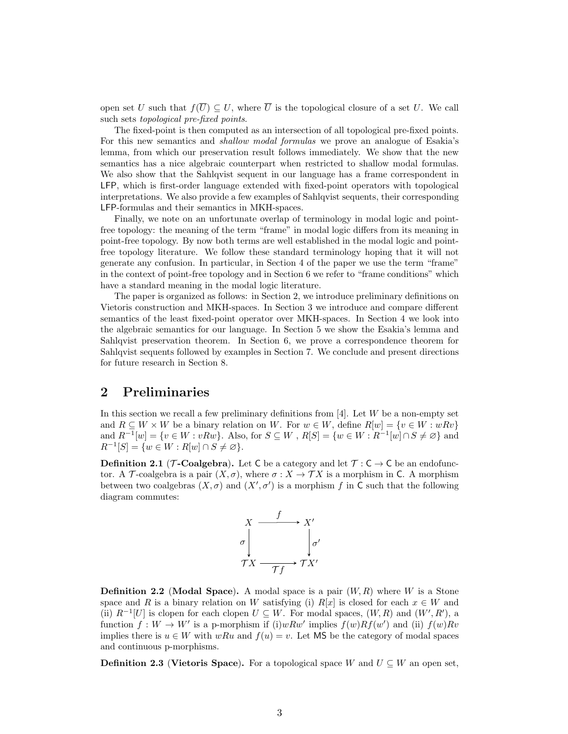open set $U$ such that $f(\overline{U}) \subseteq U$, where $\overline{U}$ is the topological closure of a set $U$. We call such sets *topological pre-fixed points*.

The fixed-point is then computed as an intersection of all topological pre-fixed points. For this new semantics and *shallow modal formulas* we prove an analogue of Esakia's lemma, from which our preservation result follows immediately. We show that the new semantics has a nice algebraic counterpart when restricted to shallow modal formulas. We also show that the Sahlqvist sequent in our language has a frame correspondent in LFP, which is first-order language extended with fixed-point operators with topological interpretations. We also provide a few examples of Sahlqvist sequents, their corresponding LFP-formulas and their semantics in MKH-spaces.

Finally, we note on an unfortunate overlap of terminology in modal logic and point-free topology: the meaning of the term "frame" in modal logic differs from its meaning in point-free topology. By now both terms are well established in the modal logic and point-free topology literature. We follow these standard terminology hoping that it will not generate any confusion. In particular, in Section 4 of the paper we use the term "frame" in the context of point-free topology and in Section 6 we refer to "frame conditions" which have a standard meaning in the modal logic literature.

The paper is organized as follows: in Section 2, we introduce preliminary definitions on Vietoris construction and MKH-spaces. In Section 3 we introduce and compare different semantics of the least fixed-point operator over MKH-spaces. In Section 4 we look into the algebraic semantics for our language. In Section 5 we show the Esakia's lemma and Sahlqvist preservation theorem. In Section 6, we prove a correspondence theorem for Sahlqvist sequents followed by examples in Section 7. We conclude and present directions for future research in Section 8.

## 2 Preliminaries

In this section we recall a few preliminary definitions from [4]. Let $W$ be a non-empty set and $R \subseteq W \times W$ be a binary relation on $W$. For $w \in W$, define $R[w] = \{v \in W : wRv\}$ and $R^{-1}[w] = \{v \in W : vRw\}$. Also, for $S \subseteq W$ , $R[S] = \{w \in W : R^{-1}[w] \cap S \neq \varnothing\}$ and $R^{-1}[S] = \{w \in W : R[w] \cap S \neq \varnothing\}$.

**Definition 2.1** (**$\mathcal{T}$-Coalgebra**)**.** Let $\mathsf{C}$ be a category and let $\mathcal{T} : \mathsf{C} \to \mathsf{C}$ be an endofunctor. A $\mathcal{T}$-coalgebra is a pair $(X, \sigma)$, where $\sigma : X \to \mathcal{T}X$ is a morphism in $\mathsf{C}$. A morphism between two coalgebras $(X, \sigma)$ and $(X', \sigma')$ is a morphism $f$ in $\mathsf{C}$ such that the following diagram commutes:

$$
\begin{array}{ccc}
X & \xrightarrow{\quad f \quad} & X' \\
\sigma \big\downarrow & & \big\downarrow \sigma' \\
\mathcal{T}X & \xrightarrow[\quad \mathcal{T}f \quad]{} & \mathcal{T}X'
\end{array}
$$

**Definition 2.2** (**Modal Space**)**.** A modal space is a pair $(W, R)$ where $W$ is a Stone space and $R$ is a binary relation on $W$ satisfying (i) $R[x]$ is closed for each $x \in W$ and (ii) $R^{-1}[U]$ is clopen for each clopen $U \subseteq W$. For modal spaces, $(W, R)$ and $(W', R')$, a function $f : W \to W'$ is a p-morphism if (i)$wRw'$ implies $f(w)Rf(w')$ and (ii) $f(w)Rv$ implies there is $u \in W$ with $wRu$ and $f(u) = v$. Let $\mathsf{MS}$ be the category of modal spaces and continuous p-morphisms.

**Definition 2.3** (**Vietoris Space**)**.** For a topological space $W$ and $U \subseteq W$ an open set,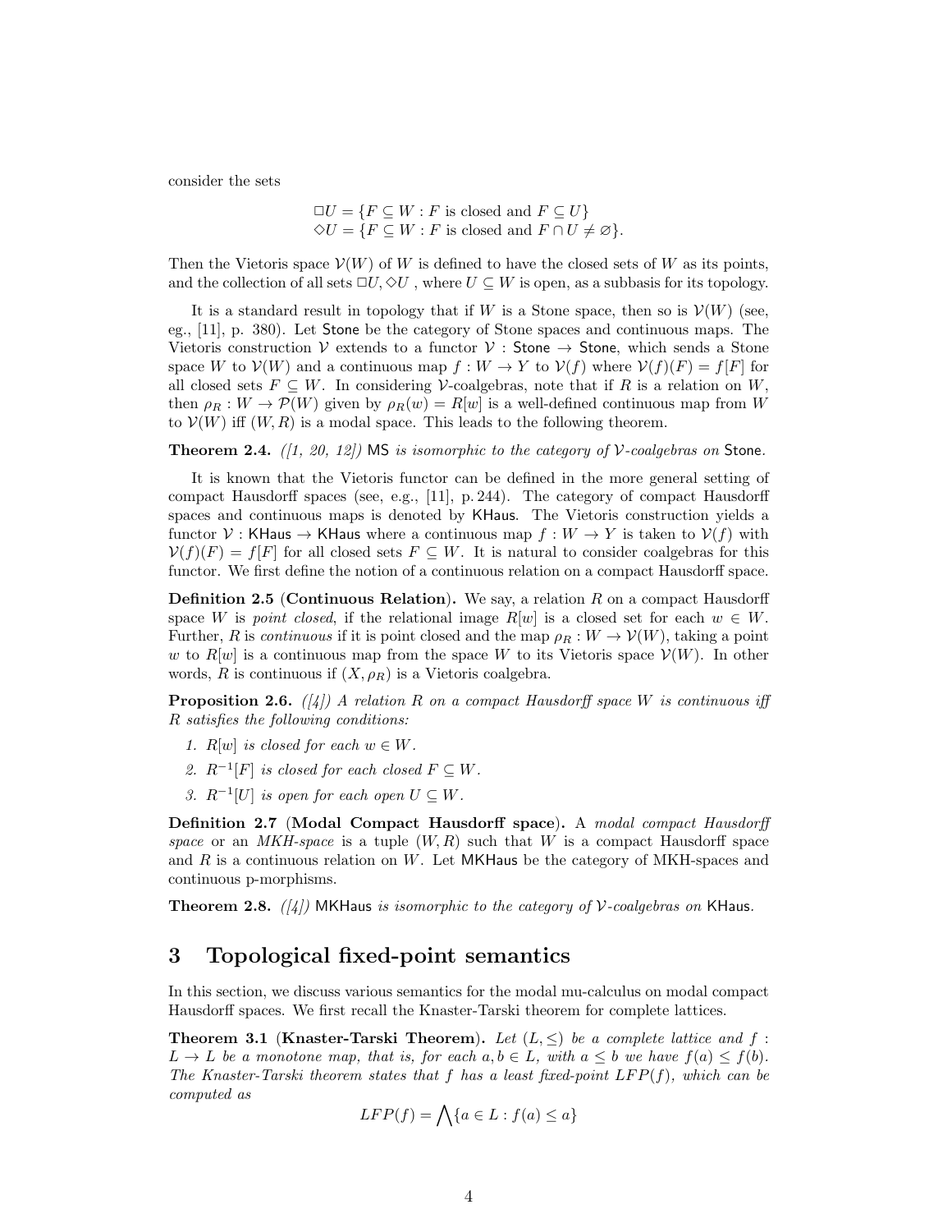consider the sets

$$\Box U = \{F \subseteq W : F \text{ is closed and } F \subseteq U\}$$
$$\Diamond U = \{F \subseteq W : F \text{ is closed and } F \cap U \neq \varnothing\}.$$

Then the Vietoris space $\mathcal{V}(W)$ of $W$ is defined to have the closed sets of $W$ as its points, and the collection of all sets $\Box U, \Diamond U$ , where $U \subseteq W$ is open, as a subbasis for its topology.

It is a standard result in topology that if $W$ is a Stone space, then so is $\mathcal{V}(W)$ (see, eg., [11], p. 380). Let Stone be the category of Stone spaces and continuous maps. The Vietoris construction $\mathcal{V}$ extends to a functor $\mathcal{V}$ : Stone $\to$ Stone, which sends a Stone space $W$ to $\mathcal{V}(W)$ and a continuous map $f : W \to Y$ to $\mathcal{V}(f)$ where $\mathcal{V}(f)(F) = f[F]$ for all closed sets $F \subseteq W$. In considering $\mathcal{V}$-coalgebras, note that if $R$ is a relation on $W$, then $\rho_R : W \to \mathcal{P}(W)$ given by $\rho_R(w) = R[w]$ is a well-defined continuous map from $W$ to $\mathcal{V}(W)$ iff $(W, R)$ is a modal space. This leads to the following theorem.

**Theorem 2.4.** *([1, 20, 12])* MS *is isomorphic to the category of $\mathcal{V}$-coalgebras on* Stone*.*

It is known that the Vietoris functor can be defined in the more general setting of compact Hausdorff spaces (see, e.g., [11], p. 244). The category of compact Hausdorff spaces and continuous maps is denoted by KHaus. The Vietoris construction yields a functor $\mathcal{V}$ : KHaus $\to$ KHaus where a continuous map $f : W \to Y$ is taken to $\mathcal{V}(f)$ with $\mathcal{V}(f)(F) = f[F]$ for all closed sets $F \subseteq W$. It is natural to consider coalgebras for this functor. We first define the notion of a continuous relation on a compact Hausdorff space.

**Definition 2.5** (**Continuous Relation**)**.** We say, a relation $R$ on a compact Hausdorff space $W$ is *point closed*, if the relational image $R[w]$ is a closed set for each $w \in W$. Further, $R$ is *continuous* if it is point closed and the map $\rho_R : W \to \mathcal{V}(W)$, taking a point $w$ to $R[w]$ is a continuous map from the space $W$ to its Vietoris space $\mathcal{V}(W)$. In other words, $R$ is continuous if $(X, \rho_R)$ is a Vietoris coalgebra.

**Proposition 2.6.** *([4]) A relation $R$ on a compact Hausdorff space $W$ is continuous iff $R$ satisfies the following conditions:*

1. *$R[w]$ is closed for each $w \in W$.*
2. *$R^{-1}[F]$ is closed for each closed $F \subseteq W$.*
3. *$R^{-1}[U]$ is open for each open $U \subseteq W$.*

**Definition 2.7** (**Modal Compact Hausdorff space**)**.** A *modal compact Hausdorff space* or an *MKH-space* is a tuple $(W, R)$ such that $W$ is a compact Hausdorff space and $R$ is a continuous relation on $W$. Let MKHaus be the category of MKH-spaces and continuous p-morphisms.

**Theorem 2.8.** *([4])* MKHaus *is isomorphic to the category of $\mathcal{V}$-coalgebras on* KHaus*.*

# 3 Topological fixed-point semantics

In this section, we discuss various semantics for the modal mu-calculus on modal compact Hausdorff spaces. We first recall the Knaster-Tarski theorem for complete lattices.

**Theorem 3.1** (**Knaster-Tarski Theorem**)**.** *Let $(L, \leq)$ be a complete lattice and $f : L \to L$ be a monotone map, that is, for each $a, b \in L$, with $a \leq b$ we have $f(a) \leq f(b)$. The Knaster-Tarski theorem states that $f$ has a least fixed-point $LFP(f)$, which can be computed as*

$$LFP(f) = \bigwedge \{a \in L : f(a) \leq a\}$$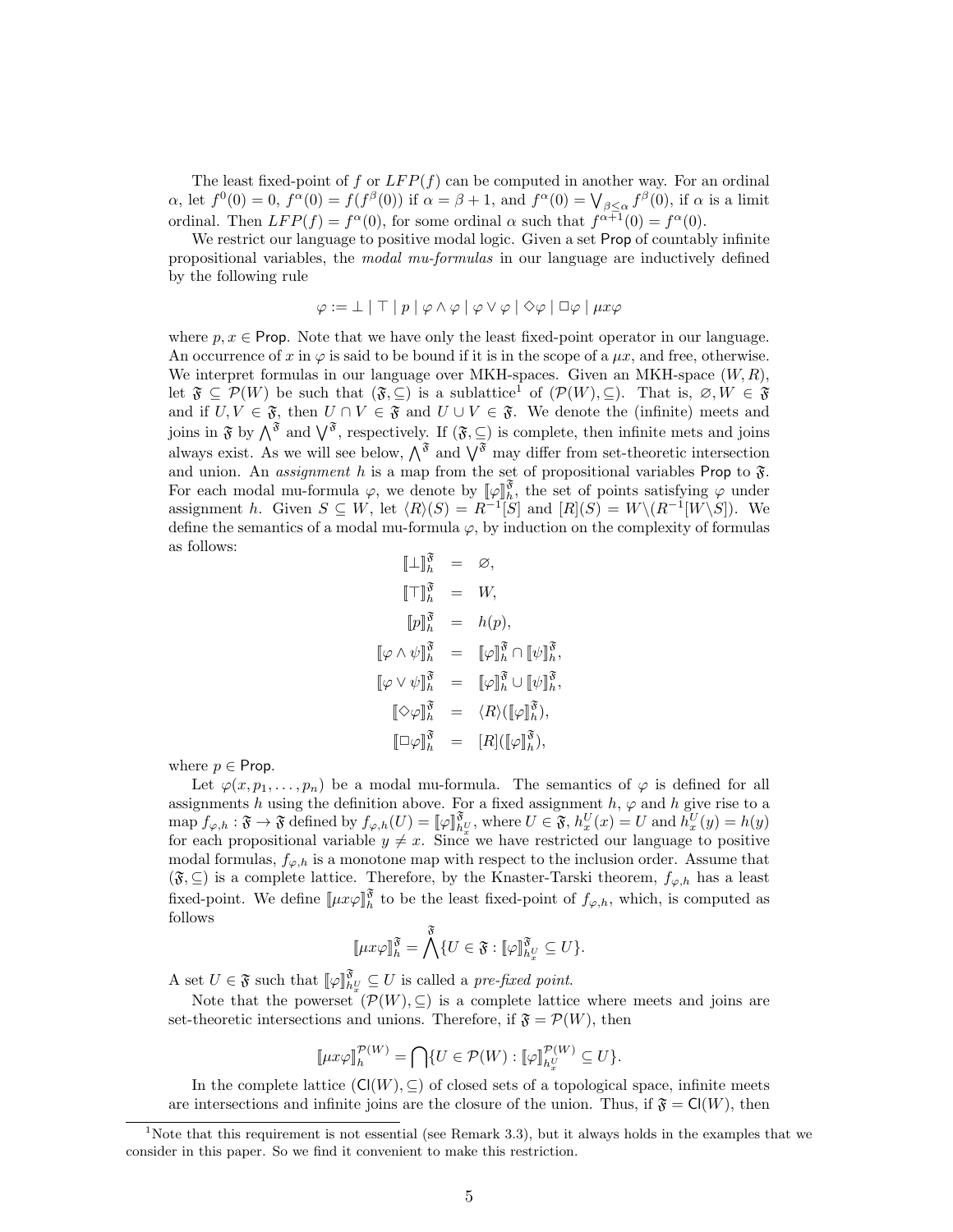The least fixed-point of $f$ or $LFP(f)$ can be computed in another way. For an ordinal $\alpha$, let $f^0(0) = 0$, $f^\alpha(0) = f(f^\beta(0))$ if $\alpha = \beta + 1$, and $f^\alpha(0) = \bigvee_{\beta < \alpha} f^\beta(0)$, if $\alpha$ is a limit ordinal. Then $LFP(f) = f^\alpha(0)$, for some ordinal $\alpha$ such that $f^{\alpha+1}(0) = f^\alpha(0)$.

We restrict our language to positive modal logic. Given a set $\mathsf{Prop}$ of countably infinite propositional variables, the *modal mu-formulas* in our language are inductively defined by the following rule

$$\varphi := \bot \mid \top \mid p \mid \varphi \wedge \varphi \mid \varphi \vee \varphi \mid \Diamond\varphi \mid \Box\varphi \mid \mu x\varphi$$

where $p, x \in \mathsf{Prop}$. Note that we have only the least fixed-point operator in our language. An occurrence of $x$ in $\varphi$ is said to be bound if it is in the scope of a $\mu x$, and free, otherwise. We interpret formulas in our language over MKH-spaces. Given an MKH-space $(W, R)$, let $\mathfrak{F} \subseteq \mathcal{P}(W)$ be such that $(\mathfrak{F}, \subseteq)$ is a sublattice[1] of $(\mathcal{P}(W), \subseteq)$. That is, $\varnothing, W \in \mathfrak{F}$ and if $U, V \in \mathfrak{F}$, then $U \cap V \in \mathfrak{F}$ and $U \cup V \in \mathfrak{F}$. We denote the (infinite) meets and joins in $\mathfrak{F}$ by $\bigwedge^{\mathfrak{F}}$ and $\bigvee^{\mathfrak{F}}$, respectively. If $(\mathfrak{F}, \subseteq)$ is complete, then infinite mets and joins always exist. As we will see below, $\bigwedge^{\mathfrak{F}}$ and $\bigvee^{\mathfrak{F}}$ may differ from set-theoretic intersection and union. An *assignment* $h$ is a map from the set of propositional variables $\mathsf{Prop}$ to $\mathfrak{F}$. For each modal mu-formula $\varphi$, we denote by $[\![\varphi]\!]^{\mathfrak{F}}_h$, the set of points satisfying $\varphi$ under assignment $h$. Given $S \subseteq W$, let $\langle R\rangle(S) = R^{-1}[S]$ and $[R](S) = W \backslash (R^{-1}[W \backslash S])$. We define the semantics of a modal mu-formula $\varphi$, by induction on the complexity of formulas as follows:

$$\begin{aligned}
[\![\bot]\!]^{\mathfrak{F}}_h &= \varnothing,\\
[\![\top]\!]^{\mathfrak{F}}_h &= W,\\
[\![p]\!]^{\mathfrak{F}}_h &= h(p),\\
[\![\varphi \wedge \psi]\!]^{\mathfrak{F}}_h &= [\![\varphi]\!]^{\mathfrak{F}}_h \cap [\![\psi]\!]^{\mathfrak{F}}_h,\\
[\![\varphi \vee \psi]\!]^{\mathfrak{F}}_h &= [\![\varphi]\!]^{\mathfrak{F}}_h \cup [\![\psi]\!]^{\mathfrak{F}}_h,\\
[\![\Diamond\varphi]\!]^{\mathfrak{F}}_h &= \langle R\rangle([\![\varphi]\!]^{\mathfrak{F}}_h),\\
[\![\Box\varphi]\!]^{\mathfrak{F}}_h &= [R]([\![\varphi]\!]^{\mathfrak{F}}_h),
\end{aligned}$$

where $p \in \mathsf{Prop}$.

Let $\varphi(x, p_1, \ldots, p_n)$ be a modal mu-formula. The semantics of $\varphi$ is defined for all assignments $h$ using the definition above. For a fixed assignment $h$, $\varphi$ and $h$ give rise to a map $f_{\varphi,h} : \mathfrak{F} \to \mathfrak{F}$ defined by $f_{\varphi,h}(U) = [\![\varphi]\!]^{\mathfrak{F}}_{h^U_x}$, where $U \in \mathfrak{F}$, $h^U_x(x) = U$ and $h^U_x(y) = h(y)$ for each propositional variable $y \neq x$. Since we have restricted our language to positive modal formulas, $f_{\varphi,h}$ is a monotone map with respect to the inclusion order. Assume that $(\mathfrak{F}, \subseteq)$ is a complete lattice. Therefore, by the Knaster-Tarski theorem, $f_{\varphi,h}$ has a least fixed-point. We define $[\![\mu x\varphi]\!]^{\mathfrak{F}}_h$ to be the least fixed-point of $f_{\varphi,h}$, which, is computed as follows

$$[\![\mu x\varphi]\!]^{\mathfrak{F}}_h = \bigwedge^{\mathfrak{F}} \{U \in \mathfrak{F} : [\![\varphi]\!]^{\mathfrak{F}}_{h^U_x} \subseteq U\}.$$

A set $U \in \mathfrak{F}$ such that $[\![\varphi]\!]^{\mathfrak{F}}_{h^U_x} \subseteq U$ is called a *pre-fixed point*.

Note that the powerset $(\mathcal{P}(W), \subseteq)$ is a complete lattice where meets and joins are set-theoretic intersections and unions. Therefore, if $\mathfrak{F} = \mathcal{P}(W)$, then

$$[\![\mu x\varphi]\!]^{\mathcal{P}(W)}_h = \bigcap \{U \in \mathcal{P}(W) : [\![\varphi]\!]^{\mathcal{P}(W)}_{h^U_x} \subseteq U\}.$$

In the complete lattice $(\mathsf{Cl}(W), \subseteq)$ of closed sets of a topological space, infinite meets are intersections and infinite joins are the closure of the union. Thus, if $\mathfrak{F} = \mathsf{Cl}(W)$, then

[1] Note that this requirement is not essential (see Remark 3.3), but it always holds in the examples that we consider in this paper. So we find it convenient to make this restriction.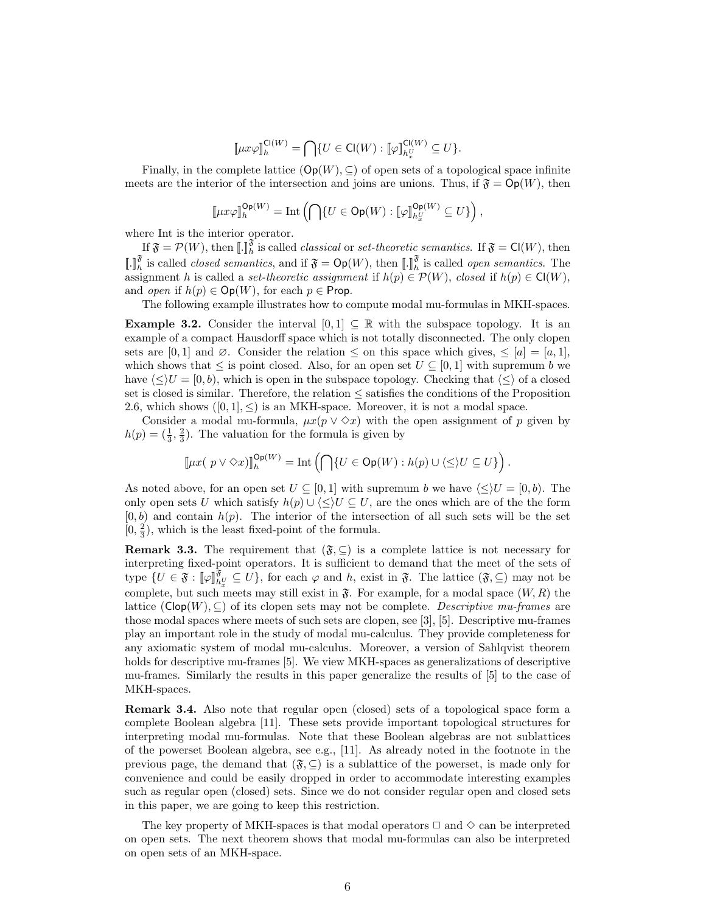$$[\![\mu x\varphi]\!]_h^{\mathsf{Cl}(W)} = \bigcap\{U \in \mathsf{Cl}(W) : [\![\varphi]\!]_{h_x^U}^{\mathsf{Cl}(W)} \subseteq U\}.$$

Finally, in the complete lattice $(\mathsf{Op}(W), \subseteq)$ of open sets of a topological space infinite meets are the interior of the intersection and joins are unions. Thus, if $\mathfrak{F} = \mathsf{Op}(W)$, then

$$[\![\mu x\varphi]\!]_h^{\mathsf{Op}(W)} = \mathrm{Int}\left(\bigcap\{U \in \mathsf{Op}(W) : [\![\varphi]\!]_{h_x^U}^{\mathsf{Op}(W)} \subseteq U\}\right),$$

where Int is the interior operator.

If $\mathfrak{F} = \mathcal{P}(W)$, then $[\![.]\!]_h^{\mathfrak{F}}$ is called *classical* or *set-theoretic semantics*. If $\mathfrak{F} = \mathsf{Cl}(W)$, then $[\![.]\!]_h^{\mathfrak{F}}$ is called *closed semantics*, and if $\mathfrak{F} = \mathsf{Op}(W)$, then $[\![.]\!]_h^{\mathfrak{F}}$ is called *open semantics*. The assignment $h$ is called a *set-theoretic assignment* if $h(p) \in \mathcal{P}(W)$, *closed* if $h(p) \in \mathsf{Cl}(W)$, and *open* if $h(p) \in \mathsf{Op}(W)$, for each $p \in \mathsf{Prop}$.

The following example illustrates how to compute modal mu-formulas in MKH-spaces.

**Example 3.2.** Consider the interval $[0, 1] \subseteq \mathbb{R}$ with the subspace topology. It is an example of a compact Hausdorff space which is not totally disconnected. The only clopen sets are $[0, 1]$ and $\varnothing$. Consider the relation $\leq$ on this space which gives, $\leq [a] = [a, 1]$, which shows that $\leq$ is point closed. Also, for an open set $U \subseteq [0, 1]$ with supremum $b$ we have $\langle\leq\rangle U = [0, b)$, which is open in the subspace topology. Checking that $\langle\leq\rangle$ of a closed set is closed is similar. Therefore, the relation $\leq$ satisfies the conditions of the Proposition 2.6, which shows $([0, 1], \leq)$ is an MKH-space. Moreover, it is not a modal space.

Consider a modal mu-formula, $\mu x(p \vee \Diamond x)$ with the open assignment of $p$ given by $h(p) = (\frac{1}{3}, \frac{2}{3})$. The valuation for the formula is given by

$$[\![\mu x(\ p \vee \Diamond x)]\!]_h^{\mathsf{Op}(W)} = \mathrm{Int}\left(\bigcap\{U \in \mathsf{Op}(W) : h(p) \cup \langle\leq\rangle U \subseteq U\}\right).$$

As noted above, for an open set $U \subseteq [0, 1]$ with supremum $b$ we have $\langle\leq\rangle U = [0, b)$. The only open sets $U$ which satisfy $h(p) \cup \langle\leq\rangle U \subseteq U$, are the ones which are of the the form $[0, b)$ and contain $h(p)$. The interior of the intersection of all such sets will be the set $[0, \frac{2}{3})$, which is the least fixed-point of the formula.

**Remark 3.3.** The requirement that $(\mathfrak{F}, \subseteq)$ is a complete lattice is not necessary for interpreting fixed-point operators. It is sufficient to demand that the meet of the sets of type $\{U \in \mathfrak{F} : [\![\varphi]\!]_{h_x^U}^{\mathfrak{F}} \subseteq U\}$, for each $\varphi$ and $h$, exist in $\mathfrak{F}$. The lattice $(\mathfrak{F}, \subseteq)$ may not be complete, but such meets may still exist in $\mathfrak{F}$. For example, for a modal space $(W, R)$ the lattice $(\mathsf{Clop}(W), \subseteq)$ of its clopen sets may not be complete. *Descriptive mu-frames* are those modal spaces where meets of such sets are clopen, see [3], [5]. Descriptive mu-frames play an important role in the study of modal mu-calculus. They provide completeness for any axiomatic system of modal mu-calculus. Moreover, a version of Sahlqvist theorem holds for descriptive mu-frames [5]. We view MKH-spaces as generalizations of descriptive mu-frames. Similarly the results in this paper generalize the results of [5] to the case of MKH-spaces.

**Remark 3.4.** Also note that regular open (closed) sets of a topological space form a complete Boolean algebra [11]. These sets provide important topological structures for interpreting modal mu-formulas. Note that these Boolean algebras are not sublattices of the powerset Boolean algebra, see e.g., [11]. As already noted in the footnote in the previous page, the demand that $(\mathfrak{F}, \subseteq)$ is a sublattice of the powerset, is made only for convenience and could be easily dropped in order to accommodate interesting examples such as regular open (closed) sets. Since we do not consider regular open and closed sets in this paper, we are going to keep this restriction.

The key property of MKH-spaces is that modal operators $\Box$ and $\Diamond$ can be interpreted on open sets. The next theorem shows that modal mu-formulas can also be interpreted on open sets of an MKH-space.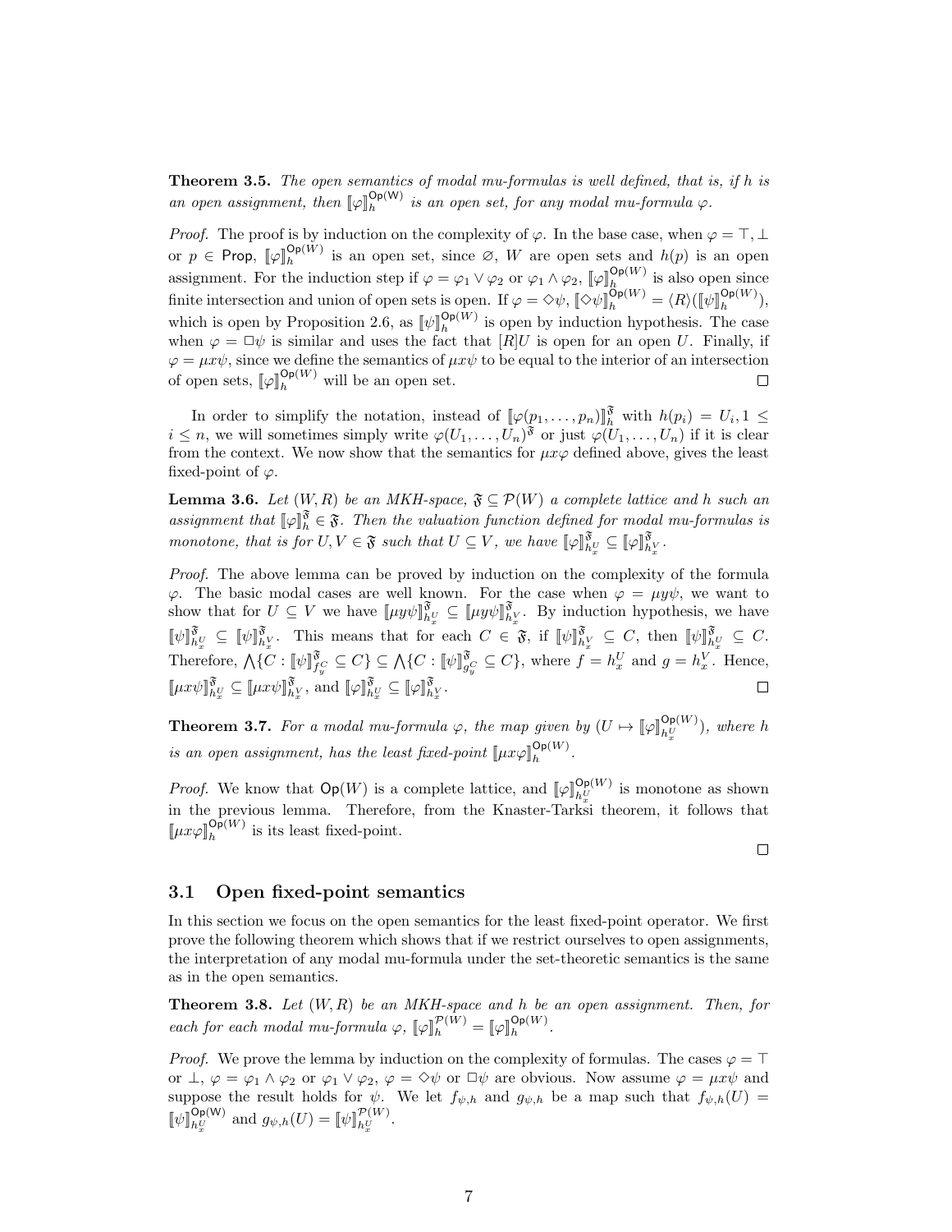**Theorem 3.5.** *The open semantics of modal mu-formulas is well defined, that is, if $h$ is an open assignment, then $[\![\varphi]\!]_h^{\mathsf{Op(W)}}$ is an open set, for any modal mu-formula $\varphi$.*

*Proof.* The proof is by induction on the complexity of $\varphi$. In the base case, when $\varphi = \top, \bot$ or $p \in \mathsf{Prop}$, $[\![\varphi]\!]_h^{\mathsf{Op}(W)}$ is an open set, since $\varnothing$, $W$ are open sets and $h(p)$ is an open assignment. For the induction step if $\varphi = \varphi_1 \vee \varphi_2$ or $\varphi_1 \wedge \varphi_2$, $[\![\varphi]\!]_h^{\mathsf{Op}(W)}$ is also open since finite intersection and union of open sets is open. If $\varphi = \Diamond\psi$, $[\![\Diamond\psi]\!]_h^{\mathsf{Op}(W)} = \langle R\rangle([\![\psi]\!]_h^{\mathsf{Op}(W)})$, which is open by Proposition 2.6, as $[\![\psi]\!]_h^{\mathsf{Op}(W)}$ is open by induction hypothesis. The case when $\varphi = \Box\psi$ is similar and uses the fact that $[R]U$ is open for an open $U$. Finally, if $\varphi = \mu x\psi$, since we define the semantics of $\mu x\psi$ to be equal to the interior of an intersection of open sets, $[\![\varphi]\!]_h^{\mathsf{Op}(W)}$ will be an open set. $\square$

In order to simplify the notation, instead of $[\![\varphi(p_1, \dots, p_n)]\!]_h^{\mathfrak{F}}$ with $h(p_i) = U_i, 1 \leq i \leq n$, we will sometimes simply write $\varphi(U_1, \dots, U_n)^{\mathfrak{F}}$ or just $\varphi(U_1, \dots, U_n)$ if it is clear from the context. We now show that the semantics for $\mu x\varphi$ defined above, gives the least fixed-point of $\varphi$.

**Lemma 3.6.** *Let $(W, R)$ be an MKH-space, $\mathfrak{F} \subseteq \mathcal{P}(W)$ a complete lattice and $h$ such an assignment that $[\![\varphi]\!]_h^{\mathfrak{F}} \in \mathfrak{F}$. Then the valuation function defined for modal mu-formulas is monotone, that is for $U, V \in \mathfrak{F}$ such that $U \subseteq V$, we have $[\![\varphi]\!]_{h_x^U}^{\mathfrak{F}} \subseteq [\![\varphi]\!]_{h_x^V}^{\mathfrak{F}}$.*

*Proof.* The above lemma can be proved by induction on the complexity of the formula $\varphi$. The basic modal cases are well known. For the case when $\varphi = \mu y\psi$, we want to show that for $U \subseteq V$ we have $[\![\mu y\psi]\!]_{h_x^U}^{\mathfrak{F}} \subseteq [\![\mu y\psi]\!]_{h_x^V}^{\mathfrak{F}}$. By induction hypothesis, we have $[\![\psi]\!]_{h_x^U}^{\mathfrak{F}} \subseteq [\![\psi]\!]_{h_x^V}^{\mathfrak{F}}$. This means that for each $C \in \mathfrak{F}$, if $[\![\psi]\!]_{h_x^V}^{\mathfrak{F}} \subseteq C$, then $[\![\psi]\!]_{h_x^U}^{\mathfrak{F}} \subseteq C$. Therefore, $\bigwedge\{C : [\![\psi]\!]_{f_y^C}^{\mathfrak{F}} \subseteq C\} \subseteq \bigwedge\{C : [\![\psi]\!]_{g_y^C}^{\mathfrak{F}} \subseteq C\}$, where $f = h_x^U$ and $g = h_x^V$. Hence, $[\![\mu x\psi]\!]_{h_x^U}^{\mathfrak{F}} \subseteq [\![\mu x\psi]\!]_{h_x^V}^{\mathfrak{F}}$, and $[\![\varphi]\!]_{h_x^U}^{\mathfrak{F}} \subseteq [\![\varphi]\!]_{h_x^V}^{\mathfrak{F}}$. $\square$

**Theorem 3.7.** *For a modal mu-formula $\varphi$, the map given by $(U \mapsto [\![\varphi]\!]_{h_x^U}^{\mathsf{Op}(W)})$, where $h$ is an open assignment, has the least fixed-point $[\![\mu x\varphi]\!]_h^{\mathsf{Op}(W)}$.*

*Proof.* We know that $\mathsf{Op}(W)$ is a complete lattice, and $[\![\varphi]\!]_{h_x^U}^{\mathsf{Op}(W)}$ is monotone as shown in the previous lemma. Therefore, from the Knaster-Tarksi theorem, it follows that $[\![\mu x\varphi]\!]_h^{\mathsf{Op}(W)}$ is its least fixed-point. $\square$

## 3.1 Open fixed-point semantics

In this section we focus on the open semantics for the least fixed-point operator. We first prove the following theorem which shows that if we restrict ourselves to open assignments, the interpretation of any modal mu-formula under the set-theoretic semantics is the same as in the open semantics.

**Theorem 3.8.** *Let $(W, R)$ be an MKH-space and $h$ be an open assignment. Then, for each for each modal mu-formula $\varphi$, $[\![\varphi]\!]_h^{\mathcal{P}(W)} = [\![\varphi]\!]_h^{\mathsf{Op}(W)}$.*

*Proof.* We prove the lemma by induction on the complexity of formulas. The cases $\varphi = \top$ or $\bot$, $\varphi = \varphi_1 \wedge \varphi_2$ or $\varphi_1 \vee \varphi_2$, $\varphi = \Diamond\psi$ or $\Box\psi$ are obvious. Now assume $\varphi = \mu x\psi$ and suppose the result holds for $\psi$. We let $f_{\psi,h}$ and $g_{\psi,h}$ be a map such that $f_{\psi,h}(U) = [\![\psi]\!]_{h_x^U}^{\mathsf{Op(W)}}$ and $g_{\psi,h}(U) = [\![\psi]\!]_{h_x^U}^{\mathcal{P}(W)}$.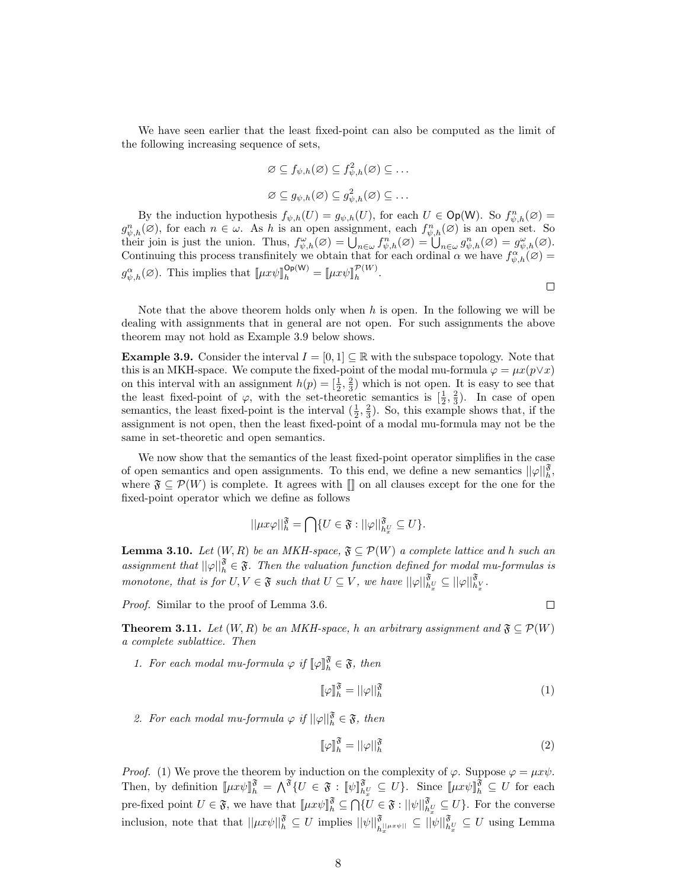We have seen earlier that the least fixed-point can also be computed as the limit of the following increasing sequence of sets,

$$\varnothing \subseteq f_{\psi,h}(\varnothing) \subseteq f^2_{\psi,h}(\varnothing) \subseteq \dots$$

$$\varnothing \subseteq g_{\psi,h}(\varnothing) \subseteq g^2_{\psi,h}(\varnothing) \subseteq \dots$$

By the induction hypothesis $f_{\psi,h}(U) = g_{\psi,h}(U)$, for each $U \in \mathsf{Op}(\mathsf{W})$. So $f^n_{\psi,h}(\varnothing) = g^n_{\psi,h}(\varnothing)$, for each $n \in \omega$. As $h$ is an open assignment, each $f^n_{\psi,h}(\varnothing)$ is an open set. So their join is just the union. Thus, $f^\omega_{\psi,h}(\varnothing) = \bigcup_{n\in\omega} f^n_{\psi,h}(\varnothing) = \bigcup_{n\in\omega} g^n_{\psi,h}(\varnothing) = g^\omega_{\psi,h}(\varnothing)$. Continuing this process transfinitely we obtain that for each ordinal $\alpha$ we have $f^\alpha_{\psi,h}(\varnothing) = g^\alpha_{\psi,h}(\varnothing)$. This implies that $[\![\mu x\psi]\!]^{\mathsf{Op}(\mathsf{W})}_h = [\![\mu x\psi]\!]^{\mathcal{P}(W)}_h$.

□

Note that the above theorem holds only when $h$ is open. In the following we will be dealing with assignments that in general are not open. For such assignments the above theorem may not hold as Example 3.9 below shows.

**Example 3.9.** Consider the interval $I = [0, 1] \subseteq \mathbb{R}$ with the subspace topology. Note that this is an MKH-space. We compute the fixed-point of the modal mu-formula $\varphi = \mu x(p \vee x)$ on this interval with an assignment $h(p) = [\frac{1}{2}, \frac{2}{3})$ which is not open. It is easy to see that the least fixed-point of $\varphi$, with the set-theoretic semantics is $[\frac{1}{2}, \frac{2}{3})$. In case of open semantics, the least fixed-point is the interval $(\frac{1}{2}, \frac{2}{3})$. So, this example shows that, if the assignment is not open, then the least fixed-point of a modal mu-formula may not be the same in set-theoretic and open semantics.

We now show that the semantics of the least fixed-point operator simplifies in the case of open semantics and open assignments. To this end, we define a new semantics $||\varphi||^{\mathfrak{F}}_h$, where $\mathfrak{F} \subseteq \mathcal{P}(W)$ is complete. It agrees with $[\![]\!]$ on all clauses except for the one for the fixed-point operator which we define as follows

$$||\mu x\varphi||^{\mathfrak{F}}_h = \bigcap\{U \in \mathfrak{F} : ||\varphi||^{\mathfrak{F}}_{h^U_x} \subseteq U\}.$$

**Lemma 3.10.** *Let $(W, R)$ be an MKH-space, $\mathfrak{F} \subseteq \mathcal{P}(W)$ a complete lattice and $h$ such an assignment that $||\varphi||^{\mathfrak{F}}_h \in \mathfrak{F}$. Then the valuation function defined for modal mu-formulas is monotone, that is for $U, V \in \mathfrak{F}$ such that $U \subseteq V$, we have $||\varphi||^{\mathfrak{F}}_{h^U_x} \subseteq ||\varphi||^{\mathfrak{F}}_{h^V_x}$.*

*Proof.* Similar to the proof of Lemma 3.6. □

**Theorem 3.11.** *Let $(W, R)$ be an MKH-space, $h$ an arbitrary assignment and $\mathfrak{F} \subseteq \mathcal{P}(W)$ a complete sublattice. Then*

1. *For each modal mu-formula $\varphi$ if $[\![\varphi]\!]^{\mathfrak{F}}_h \in \mathfrak{F}$, then*
$$[\![\varphi]\!]^{\mathfrak{F}}_h = ||\varphi||^{\mathfrak{F}}_h \tag{1}$$

2. *For each modal mu-formula $\varphi$ if $||\varphi||^{\mathfrak{F}}_h \in \mathfrak{F}$, then*
$$[\![\varphi]\!]^{\mathfrak{F}}_h = ||\varphi||^{\mathfrak{F}}_h \tag{2}$$

*Proof.* (1) We prove the theorem by induction on the complexity of $\varphi$. Suppose $\varphi = \mu x\psi$. Then, by definition $[\![\mu x\psi]\!]^{\mathfrak{F}}_h = \bigwedge^{\mathfrak{F}}\{U \in \mathfrak{F} : [\![\psi]\!]^{\mathfrak{F}}_{h^U_x} \subseteq U\}$. Since $[\![\mu x\psi]\!]^{\mathfrak{F}}_h \subseteq U$ for each pre-fixed point $U \in \mathfrak{F}$, we have that $[\![\mu x\psi]\!]^{\mathfrak{F}}_h \subseteq \bigcap\{U \in \mathfrak{F} : ||\psi||^{\mathfrak{F}}_{h^U_x} \subseteq U\}$. For the converse inclusion, note that that $||\mu x\psi||^{\mathfrak{F}}_h \subseteq U$ implies $||\psi||^{\mathfrak{F}}_{h^{||\mu x\psi||}_x} \subseteq ||\psi||^{\mathfrak{F}}_{h^U_x} \subseteq U$ using Lemma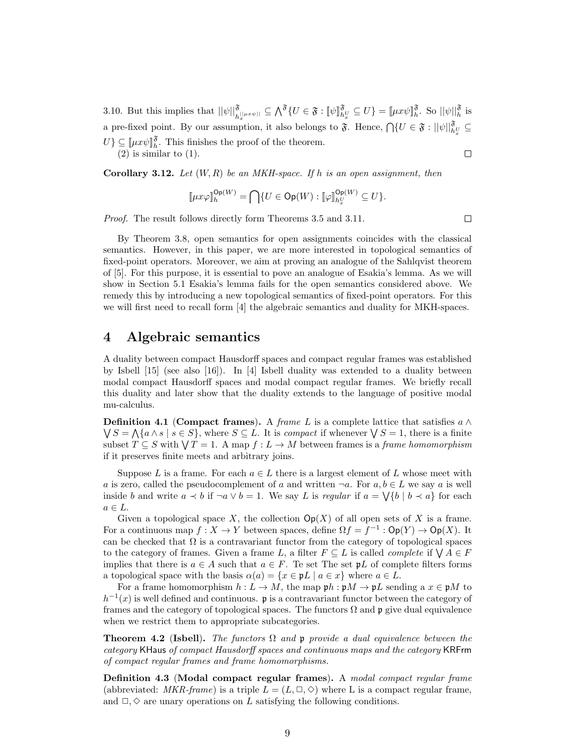3.10. But this implies that $||\psi||^{\mathfrak{F}}_{h^{||\mu x\psi||}_x} \subseteq \bigwedge^{\mathfrak{F}}\{U \in \mathfrak{F} : [\![\psi]\!]^{\mathfrak{F}}_{h^U_x} \subseteq U\} = [\![\mu x\psi]\!]^{\mathfrak{F}}_h$. So $||\psi||^{\mathfrak{F}}_h$ is a pre-fixed point. By our assumption, it also belongs to $\mathfrak{F}$. Hence, $\bigcap\{U \in \mathfrak{F} : ||\psi||^{\mathfrak{F}}_{h^U_x} \subseteq U\} \subseteq [\![\mu x\psi]\!]^{\mathfrak{F}}_h$. This finishes the proof of the theorem.

(2) is similar to (1). □

**Corollary 3.12.** *Let $(W, R)$ be an MKH-space. If $h$ is an open assignment, then*

$$[\![\mu x\varphi]\!]^{\mathsf{Op}(W)}_h = \bigcap\{U \in \mathsf{Op}(W) : [\![\varphi]\!]^{\mathsf{Op}(W)}_{h^U_x} \subseteq U\}.$$

*Proof.* The result follows directly form Theorems 3.5 and 3.11. □

By Theorem 3.8, open semantics for open assignments coincides with the classical semantics. However, in this paper, we are more interested in topological semantics of fixed-point operators. Moreover, we aim at proving an analogue of the Sahlqvist theorem of [5]. For this purpose, it is essential to pove an analogue of Esakia's lemma. As we will show in Section 5.1 Esakia's lemma fails for the open semantics considered above. We remedy this by introducing a new topological semantics of fixed-point operators. For this we will first need to recall form [4] the algebraic semantics and duality for MKH-spaces.

# 4 Algebraic semantics

A duality between compact Hausdorff spaces and compact regular frames was established by Isbell [15] (see also [16]). In [4] Isbell duality was extended to a duality between modal compact Hausdorff spaces and modal compact regular frames. We briefly recall this duality and later show that the duality extends to the language of positive modal mu-calculus.

**Definition 4.1** (**Compact frames**)**.** A *frame* $L$ is a complete lattice that satisfies $a \wedge \bigvee S = \bigwedge\{a \wedge s \mid s \in S\}$, where $S \subseteq L$. It is *compact* if whenever $\bigvee S = 1$, there is a finite subset $T \subseteq S$ with $\bigvee T = 1$. A map $f : L \to M$ between frames is a *frame homomorphism* if it preserves finite meets and arbitrary joins.

Suppose $L$ is a frame. For each $a \in L$ there is a largest element of $L$ whose meet with $a$ is zero, called the pseudocomplement of $a$ and written $\neg a$. For $a, b \in L$ we say $a$ is well inside $b$ and write $a \prec b$ if $\neg a \vee b = 1$. We say $L$ is *regular* if $a = \bigvee\{b \mid b \prec a\}$ for each $a \in L$.

Given a topological space $X$, the collection $\mathsf{Op}(X)$ of all open sets of $X$ is a frame. For a continuous map $f : X \to Y$ between spaces, define $\Omega f = f^{-1} : \mathsf{Op}(Y) \to \mathsf{Op}(X)$. It can be checked that $\Omega$ is a contravariant functor from the category of topological spaces to the category of frames. Given a frame $L$, a filter $F \subseteq L$ is called *complete* if $\bigvee A \in F$ implies that there is $a \in A$ such that $a \in F$. Te set The set $\mathfrak{p}L$ of complete filters forms a topological space with the basis $\alpha(a) = \{x \in \mathfrak{p}L \mid a \in x\}$ where $a \in L$.

For a frame homomorphism $h : L \to M$, the map $\mathfrak{p}h : \mathfrak{p}M \to \mathfrak{p}L$ sending a $x \in \mathfrak{p}M$ to $h^{-1}(x)$ is well defined and continuous. $\mathfrak{p}$ is a contravariant functor between the category of frames and the category of topological spaces. The functors $\Omega$ and $\mathfrak{p}$ give dual equivalence when we restrict them to appropriate subcategories.

**Theorem 4.2** (**Isbell**)**.** *The functors $\Omega$ and $\mathfrak{p}$ provide a dual equivalence between the category* KHaus *of compact Hausdorff spaces and continuous maps and the category* KRFrm *of compact regular frames and frame homomorphisms.*

**Definition 4.3** (**Modal compact regular frames**)**.** A *modal compact regular frame* (abbreviated: *MKR-frame*) is a triple $L = (L, \Box, \Diamond)$ where L is a compact regular frame, and $\Box, \Diamond$ are unary operations on $L$ satisfying the following conditions.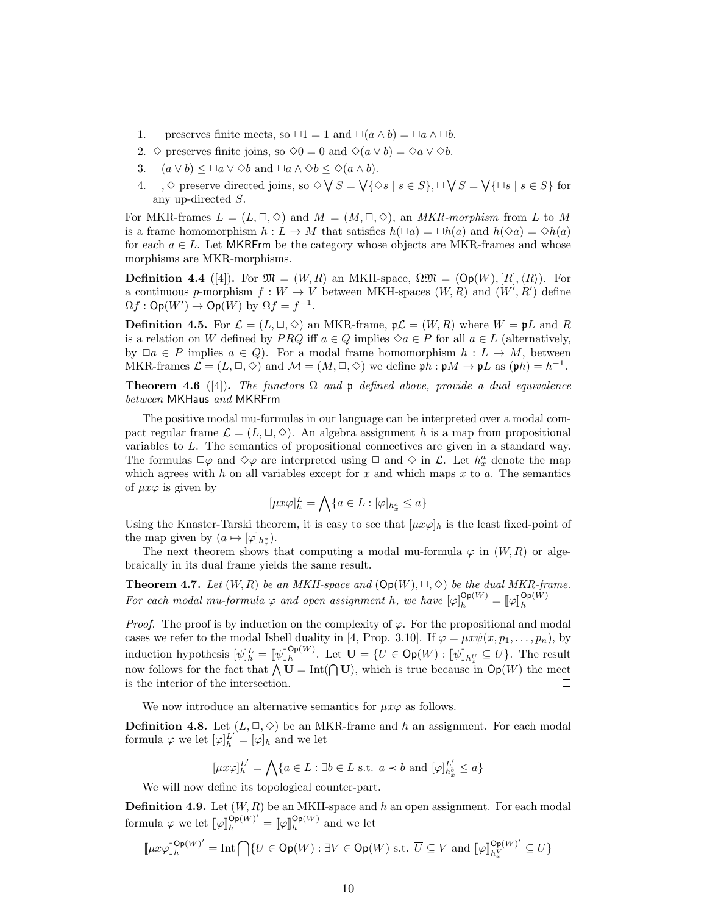1. $\Box$ preserves finite meets, so $\Box 1 = 1$ and $\Box(a \wedge b) = \Box a \wedge \Box b$.
2. $\Diamond$ preserves finite joins, so $\Diamond 0 = 0$ and $\Diamond(a \vee b) = \Diamond a \vee \Diamond b$.
3. $\Box(a \vee b) \leq \Box a \vee \Diamond b$ and $\Box a \wedge \Diamond b \leq \Diamond(a \wedge b)$.
4. $\Box, \Diamond$ preserve directed joins, so $\Diamond \bigvee S = \bigvee\{\Diamond s \mid s \in S\}, \Box \bigvee S = \bigvee\{\Box s \mid s \in S\}$ for any up-directed $S$.

For MKR-frames $L = (L, \Box, \Diamond)$ and $M = (M, \Box, \Diamond)$, an *MKR-morphism* from $L$ to $M$ is a frame homomorphism $h : L \to M$ that satisfies $h(\Box a) = \Box h(a)$ and $h(\Diamond a) = \Diamond h(a)$ for each $a \in L$. Let $\mathsf{MKRFrm}$ be the category whose objects are MKR-frames and whose morphisms are MKR-morphisms.

**Definition 4.4** ([4])**.** For $\mathfrak{M} = (W, R)$ an MKH-space, $\Omega\mathfrak{M} = (\mathsf{Op}(W), [R], \langle R \rangle)$. For a continuous $p$-morphism $f : W \to V$ between MKH-spaces $(W, R)$ and $(W', R')$ define $\Omega f : \mathsf{Op}(W') \to \mathsf{Op}(W)$ by $\Omega f = f^{-1}$.

**Definition 4.5.** For $\mathcal{L} = (L, \Box, \Diamond)$ an MKR-frame, $\mathfrak{p}\mathcal{L} = (W, R)$ where $W = \mathfrak{p}L$ and $R$ is a relation on $W$ defined by $PRQ$ iff $a \in Q$ implies $\Diamond a \in P$ for all $a \in L$ (alternatively, by $\Box a \in P$ implies $a \in Q$). For a modal frame homomorphism $h : L \to M$, between MKR-frames $\mathcal{L} = (L, \Box, \Diamond)$ and $\mathcal{M} = (M, \Box, \Diamond)$ we define $\mathfrak{p}h : \mathfrak{p}M \to \mathfrak{p}L$ as $(\mathfrak{p}h) = h^{-1}$.

**Theorem 4.6** ([4])**.** *The functors $\Omega$ and $\mathfrak{p}$ defined above, provide a dual equivalence between* $\mathsf{MKHaus}$ *and* $\mathsf{MKRFrm}$

The positive modal mu-formulas in our language can be interpreted over a modal compact regular frame $\mathcal{L} = (L, \Box, \Diamond)$. An algebra assignment $h$ is a map from propositional variables to $L$. The semantics of propositional connectives are given in a standard way. The formulas $\Box\varphi$ and $\Diamond\varphi$ are interpreted using $\Box$ and $\Diamond$ in $\mathcal{L}$. Let $h^a_x$ denote the map which agrees with $h$ on all variables except for $x$ and which maps $x$ to $a$. The semantics of $\mu x\varphi$ is given by

$$[\mu x\varphi]^L_h = \bigwedge\{a \in L : [\varphi]_{h^a_x} \leq a\}$$

Using the Knaster-Tarski theorem, it is easy to see that $[\mu x\varphi]_h$ is the least fixed-point of the map given by $(a \mapsto [\varphi]_{h^a_x})$.

The next theorem shows that computing a modal mu-formula $\varphi$ in $(W, R)$ or algebraically in its dual frame yields the same result.

**Theorem 4.7.** *Let $(W, R)$ be an MKH-space and $(\mathsf{Op}(W), \Box, \Diamond)$ be the dual MKR-frame. For each modal mu-formula $\varphi$ and open assignment $h$, we have $[\varphi]^{\mathsf{Op}(W)}_h = [\![\varphi]\!]^{\mathsf{Op}(W)}_h$*

*Proof.* The proof is by induction on the complexity of $\varphi$. For the propositional and modal cases we refer to the modal Isbell duality in [4, Prop. 3.10]. If $\varphi = \mu x\psi(x, p_1, \ldots, p_n)$, by induction hypothesis $[\psi]^L_h = [\![\psi]\!]^{\mathsf{Op}(W)}_h$. Let $\mathbf{U} = \{U \in \mathsf{Op}(W) : [\![\psi]\!]_{h^U_x} \subseteq U\}$. The result now follows for the fact that $\bigwedge \mathbf{U} = \mathrm{Int}(\bigcap \mathbf{U})$, which is true because in $\mathsf{Op}(W)$ the meet is the interior of the intersection. $\square$

We now introduce an alternative semantics for $\mu x\varphi$ as follows.

**Definition 4.8.** Let $(L, \Box, \Diamond)$ be an MKR-frame and $h$ an assignment. For each modal formula $\varphi$ we let $[\varphi]^{L'}_h = [\varphi]_h$ and we let

$$[\mu x\varphi]^{L'}_h = \bigwedge\{a \in L : \exists b \in L \text{ s.t. } a \prec b \text{ and } [\varphi]^{L'}_{h^b_x} \leq a\}$$

We will now define its topological counter-part.

**Definition 4.9.** Let $(W, R)$ be an MKH-space and $h$ an open assignment. For each modal formula $\varphi$ we let $[\![\varphi]\!]^{\mathsf{Op}(W)'}_h = [\![\varphi]\!]^{\mathsf{Op}(W)}_h$ and we let

$$[\![\mu x\varphi]\!]^{\mathsf{Op}(W)'}_h = \mathrm{Int}\bigcap\{U \in \mathsf{Op}(W) : \exists V \in \mathsf{Op}(W) \text{ s.t. } \overline{U} \subseteq V \text{ and } [\![\varphi]\!]^{\mathsf{Op}(W)'}_{h^V_x} \subseteq U\}$$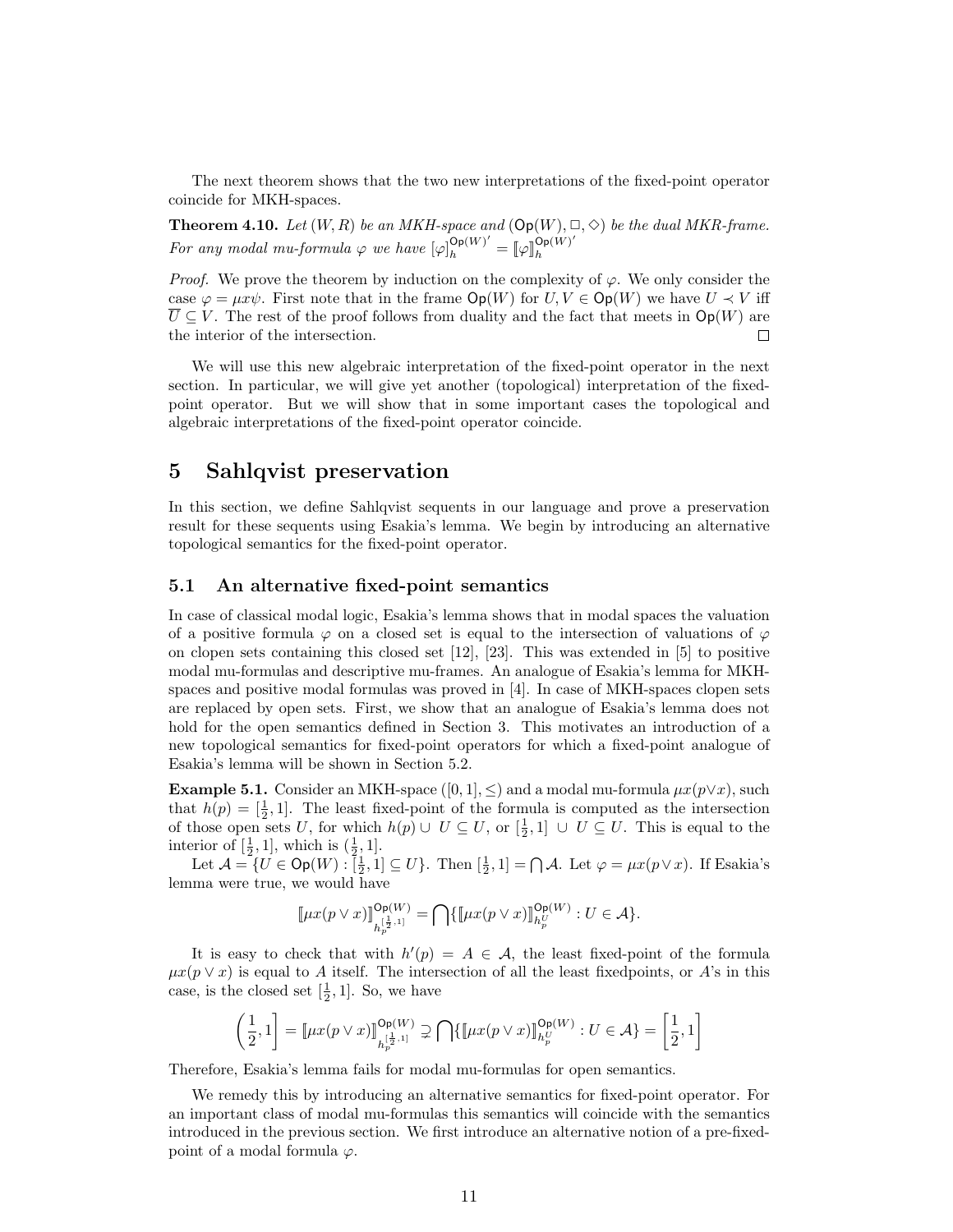The next theorem shows that the two new interpretations of the fixed-point operator coincide for MKH-spaces.

**Theorem 4.10.** *Let $(W, R)$ be an MKH-space and $(\mathsf{Op}(W), \Box, \Diamond)$ be the dual MKR-frame. For any modal mu-formula $\varphi$ we have $[\varphi]_h^{\mathsf{Op}(W)'} = [\![\varphi]\!]_h^{\mathsf{Op}(W)'}$*

*Proof.* We prove the theorem by induction on the complexity of $\varphi$. We only consider the case $\varphi = \mu x\psi$. First note that in the frame $\mathsf{Op}(W)$ for $U, V \in \mathsf{Op}(W)$ we have $U \prec V$ iff $\overline{U} \subseteq V$. The rest of the proof follows from duality and the fact that meets in $\mathsf{Op}(W)$ are the interior of the intersection. □

We will use this new algebraic interpretation of the fixed-point operator in the next section. In particular, we will give yet another (topological) interpretation of the fixed-point operator. But we will show that in some important cases the topological and algebraic interpretations of the fixed-point operator coincide.

# 5 Sahlqvist preservation

In this section, we define Sahlqvist sequents in our language and prove a preservation result for these sequents using Esakia's lemma. We begin by introducing an alternative topological semantics for the fixed-point operator.

## 5.1 An alternative fixed-point semantics

In case of classical modal logic, Esakia's lemma shows that in modal spaces the valuation of a positive formula $\varphi$ on a closed set is equal to the intersection of valuations of $\varphi$ on clopen sets containing this closed set [12], [23]. This was extended in [5] to positive modal mu-formulas and descriptive mu-frames. An analogue of Esakia's lemma for MKH-spaces and positive modal formulas was proved in [4]. In case of MKH-spaces clopen sets are replaced by open sets. First, we show that an analogue of Esakia's lemma does not hold for the open semantics defined in Section 3. This motivates an introduction of a new topological semantics for fixed-point operators for which a fixed-point analogue of Esakia's lemma will be shown in Section 5.2.

**Example 5.1.** Consider an MKH-space $([0, 1], \leq)$ and a modal mu-formula $\mu x(p\vee x)$, such that $h(p) = [\frac{1}{2}, 1]$. The least fixed-point of the formula is computed as the intersection of those open sets $U$, for which $h(p) \cup U \subseteq U$, or $[\frac{1}{2}, 1] \cup U \subseteq U$. This is equal to the interior of $[\frac{1}{2}, 1]$, which is $(\frac{1}{2}, 1]$.

Let $\mathcal{A} = \{U \in \mathsf{Op}(W) : [\frac{1}{2}, 1] \subseteq U\}$. Then $[\frac{1}{2}, 1] = \bigcap \mathcal{A}$. Let $\varphi = \mu x(p\vee x)$. If Esakia's lemma were true, we would have

$$[\![\mu x(p \vee x)]\!]^{\mathsf{Op}(W)}_{h_p^{[\frac{1}{2},1]}} = \bigcap\{[\![\mu x(p \vee x)]\!]^{\mathsf{Op}(W)}_{h_p^U} : U \in \mathcal{A}\}.$$

It is easy to check that with $h'(p) = A \in \mathcal{A}$, the least fixed-point of the formula $\mu x(p \vee x)$ is equal to $A$ itself. The intersection of all the least fixedpoints, or $A$'s in this case, is the closed set $[\frac{1}{2}, 1]$. So, we have

$$\left(\frac{1}{2}, 1\right] = [\![\mu x(p \vee x)]\!]^{\mathsf{Op}(W)}_{h_p^{[\frac{1}{2},1]}} \supsetneq \bigcap\{[\![\mu x(p \vee x)]\!]^{\mathsf{Op}(W)}_{h_p^U} : U \in \mathcal{A}\} = \left[\frac{1}{2}, 1\right]$$

Therefore, Esakia's lemma fails for modal mu-formulas for open semantics.

We remedy this by introducing an alternative semantics for fixed-point operator. For an important class of modal mu-formulas this semantics will coincide with the semantics introduced in the previous section. We first introduce an alternative notion of a pre-fixed-point of a modal formula $\varphi$.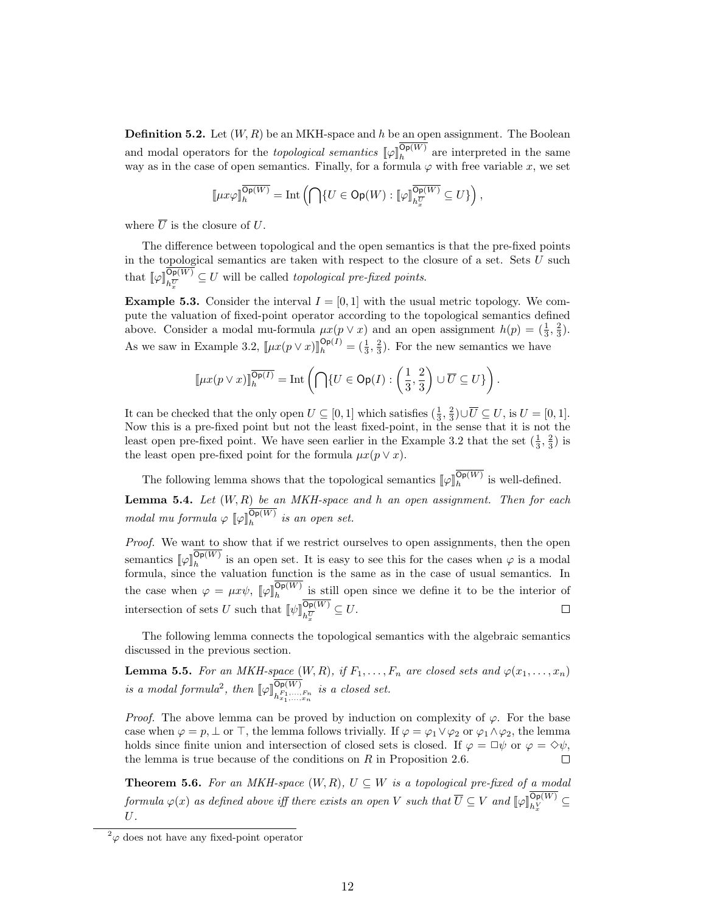**Definition 5.2.** Let $(W, R)$ be an MKH-space and $h$ be an open assignment. The Boolean and modal operators for the *topological semantics* $[\![\varphi]\!]_h^{\overline{\mathsf{Op}(W)}}$ are interpreted in the same way as in the case of open semantics. Finally, for a formula $\varphi$ with free variable $x$, we set

$$[\![\mu x\varphi]\!]_h^{\overline{\mathsf{Op}(W)}} = \mathrm{Int}\left(\bigcap\{U \in \mathsf{Op}(W) : [\![\varphi]\!]_{h_x^{\overline{U}}}^{\overline{\mathsf{Op}(W)}} \subseteq U\}\right),$$

where $\overline{U}$ is the closure of $U$.

The difference between topological and the open semantics is that the pre-fixed points in the topological semantics are taken with respect to the closure of a set. Sets $U$ such that $[\![\varphi]\!]_{h_x^{\overline{U}}}^{\overline{\mathsf{Op}(W)}} \subseteq U$ will be called *topological pre-fixed points*.

**Example 5.3.** Consider the interval $I = [0, 1]$ with the usual metric topology. We compute the valuation of fixed-point operator according to the topological semantics defined above. Consider a modal mu-formula $\mu x(p \vee x)$ and an open assignment $h(p) = (\frac{1}{3}, \frac{2}{3})$. As we saw in Example 3.2, $[\![\mu x(p \vee x)]\!]_h^{\mathsf{Op}(I)} = (\frac{1}{3}, \frac{2}{3})$. For the new semantics we have

$$[\![\mu x(p \vee x)]\!]_h^{\overline{\mathsf{Op}(I)}} = \mathrm{Int}\left(\bigcap\{U \in \mathsf{Op}(I) : \left(\frac{1}{3}, \frac{2}{3}\right) \cup \overline{U} \subseteq U\}\right).$$

It can be checked that the only open $U \subseteq [0, 1]$ which satisfies $(\frac{1}{3}, \frac{2}{3}) \cup \overline{U} \subseteq U$, is $U = [0, 1]$. Now this is a pre-fixed point but not the least fixed-point, in the sense that it is not the least open pre-fixed point. We have seen earlier in the Example 3.2 that the set $(\frac{1}{3}, \frac{2}{3})$ is the least open pre-fixed point for the formula $\mu x(p \vee x)$.

The following lemma shows that the topological semantics $[\![\varphi]\!]_h^{\overline{\mathsf{Op}(W)}}$ is well-defined.

**Lemma 5.4.** *Let $(W, R)$ be an MKH-space and $h$ an open assignment. Then for each modal mu formula $\varphi$ $[\![\varphi]\!]_h^{\overline{\mathsf{Op}(W)}}$ is an open set.*

*Proof.* We want to show that if we restrict ourselves to open assignments, then the open semantics $[\![\varphi]\!]_h^{\overline{\mathsf{Op}(W)}}$ is an open set. It is easy to see this for the cases when $\varphi$ is a modal formula, since the valuation function is the same as in the case of usual semantics. In the case when $\varphi = \mu x\psi$, $[\![\varphi]\!]_h^{\overline{\mathsf{Op}(W)}}$ is still open since we define it to be the interior of intersection of sets $U$ such that $[\![\psi]\!]_{h_x^{\overline{U}}}^{\overline{\mathsf{Op}(W)}} \subseteq U$. ∎

The following lemma connects the topological semantics with the algebraic semantics discussed in the previous section.

**Lemma 5.5.** *For an MKH-space $(W, R)$, if $F_1, \ldots, F_n$ are closed sets and $\varphi(x_1, \ldots, x_n)$ is a modal formula*[2]*, then $[\![\varphi]\!]_{h_{x_1,\ldots,x_n}^{F_1,\ldots,F_n}}^{\overline{\mathsf{Op}(W)}}$ is a closed set.*

*Proof.* The above lemma can be proved by induction on complexity of $\varphi$. For the base case when $\varphi = p, \bot$ or $\top$, the lemma follows trivially. If $\varphi = \varphi_1 \vee \varphi_2$ or $\varphi_1 \wedge \varphi_2$, the lemma holds since finite union and intersection of closed sets is closed. If $\varphi = \Box\psi$ or $\varphi = \Diamond\psi$, the lemma is true because of the conditions on $R$ in Proposition 2.6. ∎

**Theorem 5.6.** *For an MKH-space $(W, R)$, $U \subseteq W$ is a topological pre-fixed of a modal formula $\varphi(x)$ as defined above iff there exists an open $V$ such that $\overline{U} \subseteq V$ and $[\![\varphi]\!]_{h_x^V}^{\overline{\mathsf{Op}(W)}} \subseteq U$.*

[2] $\varphi$ does not have any fixed-point operator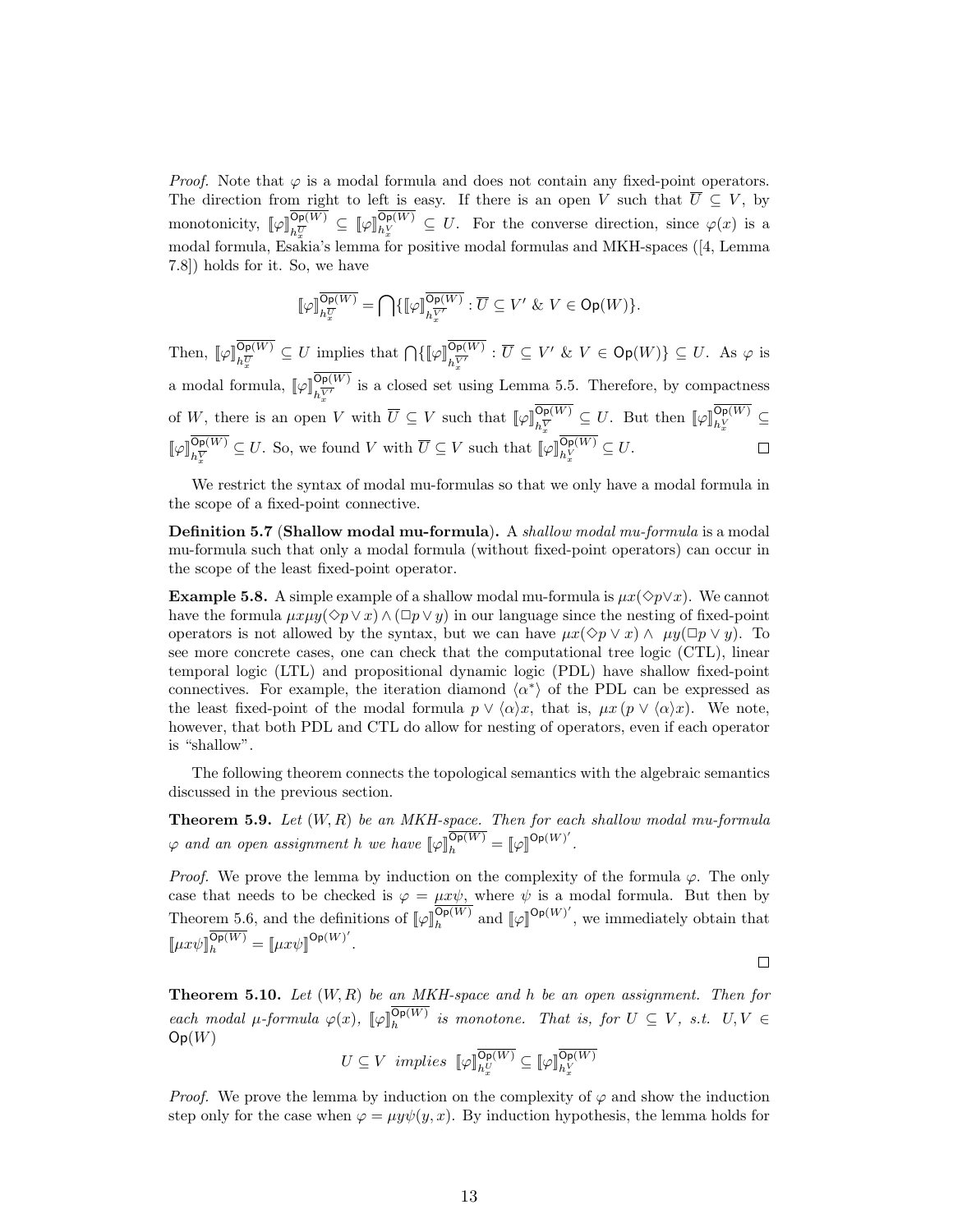*Proof.* Note that $\varphi$ is a modal formula and does not contain any fixed-point operators. The direction from right to left is easy. If there is an open $V$ such that $\overline{U} \subseteq V$, by monotonicity, $[\![\varphi]\!]^{\overline{\mathsf{Op}(W)}}_{h_x^{\overline{U}}} \subseteq [\![\varphi]\!]^{\overline{\mathsf{Op}(W)}}_{h_x^V} \subseteq U$. For the converse direction, since $\varphi(x)$ is a modal formula, Esakia's lemma for positive modal formulas and MKH-spaces ([4, Lemma 7.8]) holds for it. So, we have

$$[\![\varphi]\!]^{\overline{\mathsf{Op}(W)}}_{h_x^{\overline{U}}} = \bigcap \{[\![\varphi]\!]^{\overline{\mathsf{Op}(W)}}_{h_x^{\overline{V'}}} : \overline{U} \subseteq V' \ \& \ V \in \mathsf{Op}(W)\}.$$

Then, $[\![\varphi]\!]^{\overline{\mathsf{Op}(W)}}_{h_x^{\overline{U}}} \subseteq U$ implies that $\bigcap \{[\![\varphi]\!]^{\overline{\mathsf{Op}(W)}}_{h_x^{\overline{V'}}} : \overline{U} \subseteq V' \ \& \ V \in \mathsf{Op}(W)\} \subseteq U$. As $\varphi$ is a modal formula, $[\![\varphi]\!]^{\overline{\mathsf{Op}(W)}}_{h_x^{\overline{V'}}}$ is a closed set using Lemma 5.5. Therefore, by compactness of $W$, there is an open $V$ with $\overline{U} \subseteq V$ such that $[\![\varphi]\!]^{\overline{\mathsf{Op}(W)}}_{h_x^{\overline{V}}} \subseteq U$. But then $[\![\varphi]\!]^{\overline{\mathsf{Op}(W)}}_{h_x^V} \subseteq [\![\varphi]\!]^{\overline{\mathsf{Op}(W)}}_{h_x^{\overline{V}}} \subseteq U$. So, we found $V$ with $\overline{U} \subseteq V$ such that $[\![\varphi]\!]^{\overline{\mathsf{Op}(W)}}_{h_x^V} \subseteq U$. $\square$

We restrict the syntax of modal mu-formulas so that we only have a modal formula in the scope of a fixed-point connective.

**Definition 5.7** (**Shallow modal mu-formula**)**.** A *shallow modal mu-formula* is a modal mu-formula such that only a modal formula (without fixed-point operators) can occur in the scope of the least fixed-point operator.

**Example 5.8.** A simple example of a shallow modal mu-formula is $\mu x(\Diamond p \vee x)$. We cannot have the formula $\mu x \mu y(\Diamond p \vee x) \wedge (\Box p \vee y)$ in our language since the nesting of fixed-point operators is not allowed by the syntax, but we can have $\mu x(\Diamond p \vee x) \wedge \ \mu y(\Box p \vee y)$. To see more concrete cases, one can check that the computational tree logic (CTL), linear temporal logic (LTL) and propositional dynamic logic (PDL) have shallow fixed-point connectives. For example, the iteration diamond $\langle \alpha^* \rangle$ of the PDL can be expressed as the least fixed-point of the modal formula $p \vee \langle \alpha \rangle x$, that is, $\mu x \, (p \vee \langle \alpha \rangle x)$. We note, however, that both PDL and CTL do allow for nesting of operators, even if each operator is "shallow".

The following theorem connects the topological semantics with the algebraic semantics discussed in the previous section.

**Theorem 5.9.** *Let $(W, R)$ be an MKH-space. Then for each shallow modal mu-formula $\varphi$ and an open assignment $h$ we have $[\![\varphi]\!]^{\overline{\mathsf{Op}(W)}}_h = [\![\varphi]\!]^{\mathsf{Op}(W)'}$.*

*Proof.* We prove the lemma by induction on the complexity of the formula $\varphi$. The only case that needs to be checked is $\varphi = \mu x \psi$, where $\psi$ is a modal formula. But then by Theorem 5.6, and the definitions of $[\![\varphi]\!]^{\overline{\mathsf{Op}(W)}}_h$ and $[\![\varphi]\!]^{\mathsf{Op}(W)'}$, we immediately obtain that $[\![\mu x \psi]\!]^{\overline{\mathsf{Op}(W)}}_h = [\![\mu x \psi]\!]^{\mathsf{Op}(W)'}$. $\square$

**Theorem 5.10.** *Let $(W, R)$ be an MKH-space and $h$ be an open assignment. Then for each modal $\mu$-formula $\varphi(x)$, $[\![\varphi]\!]^{\overline{\mathsf{Op}(W)}}_h$ is monotone. That is, for $U \subseteq V$, s.t. $U, V \in \mathsf{Op}(W)$*

$$U \subseteq V \ \textit{ implies } \ [\![\varphi]\!]^{\overline{\mathsf{Op}(W)}}_{h_x^U} \subseteq [\![\varphi]\!]^{\overline{\mathsf{Op}(W)}}_{h_x^V}$$

*Proof.* We prove the lemma by induction on the complexity of $\varphi$ and show the induction step only for the case when $\varphi = \mu y \psi(y, x)$. By induction hypothesis, the lemma holds for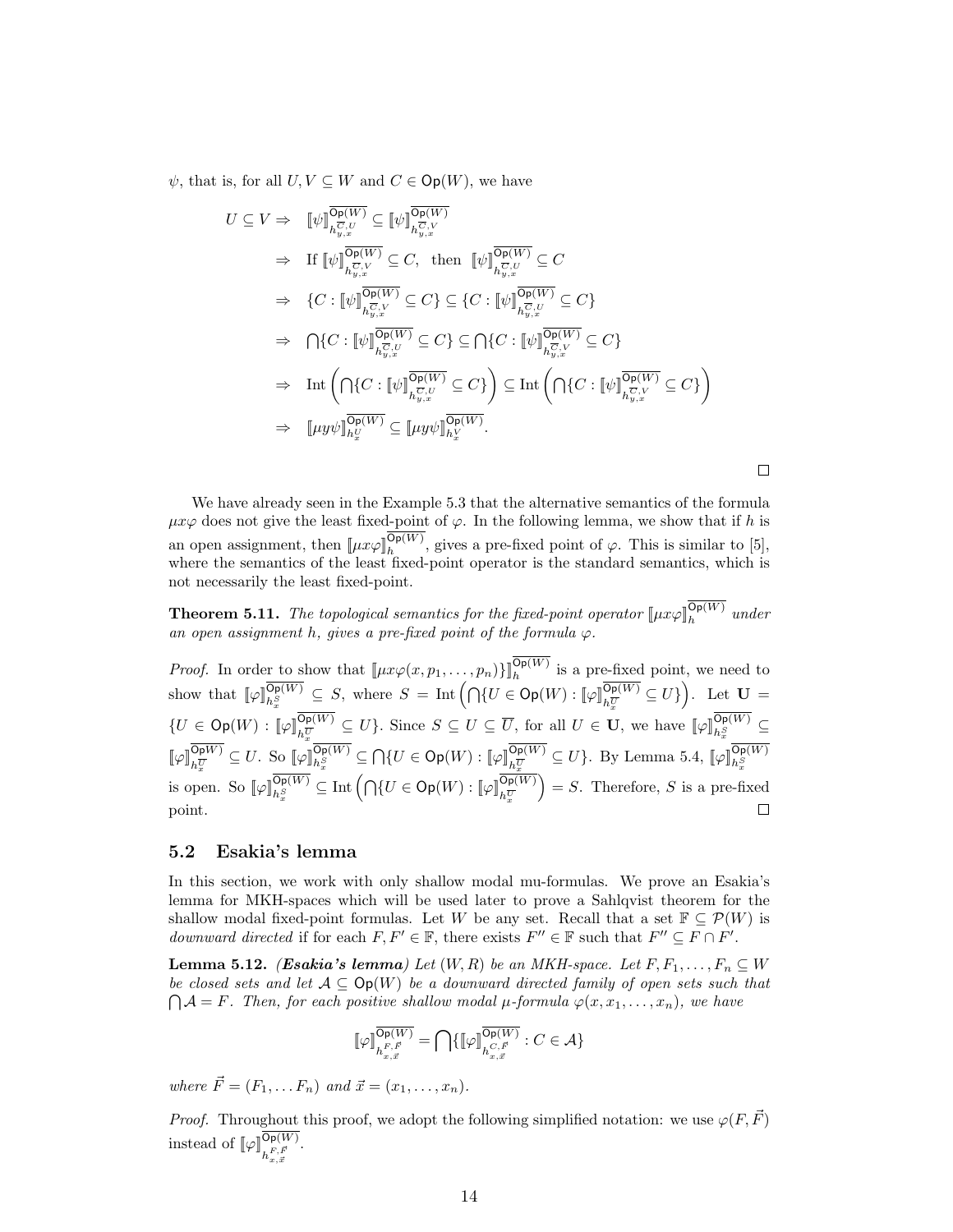$\psi$, that is, for all $U, V \subseteq W$ and $C \in \mathsf{Op}(W)$, we have

$$
\begin{aligned}
U \subseteq V \Rightarrow \quad & [\![\psi]\!]^{\overline{\mathsf{Op}(W)}}_{h^{\overline{C},U}_{y,x}} \subseteq [\![\psi]\!]^{\overline{\mathsf{Op}(W)}}_{h^{\overline{C},V}_{y,x}} \\
\Rightarrow \quad & \text{If } [\![\psi]\!]^{\overline{\mathsf{Op}(W)}}_{h^{\overline{C},V}_{y,x}} \subseteq C, \text{ then } [\![\psi]\!]^{\overline{\mathsf{Op}(W)}}_{h^{\overline{C},U}_{y,x}} \subseteq C \\
\Rightarrow \quad & \{C : [\![\psi]\!]^{\overline{\mathsf{Op}(W)}}_{h^{\overline{C},V}_{y,x}} \subseteq C\} \subseteq \{C : [\![\psi]\!]^{\overline{\mathsf{Op}(W)}}_{h^{\overline{C},U}_{y,x}} \subseteq C\} \\
\Rightarrow \quad & \bigcap\{C : [\![\psi]\!]^{\overline{\mathsf{Op}(W)}}_{h^{\overline{C},U}_{y,x}} \subseteq C\} \subseteq \bigcap\{C : [\![\psi]\!]^{\overline{\mathsf{Op}(W)}}_{h^{\overline{C},V}_{y,x}} \subseteq C\} \\
\Rightarrow \quad & \mathrm{Int}\left(\bigcap\{C : [\![\psi]\!]^{\overline{\mathsf{Op}(W)}}_{h^{\overline{C},U}_{y,x}} \subseteq C\}\right) \subseteq \mathrm{Int}\left(\bigcap\{C : [\![\psi]\!]^{\overline{\mathsf{Op}(W)}}_{h^{\overline{C},V}_{y,x}} \subseteq C\}\right) \\
\Rightarrow \quad & [\![\mu y \psi]\!]^{\overline{\mathsf{Op}(W)}}_{h^{U}_{x}} \subseteq [\![\mu y \psi]\!]^{\overline{\mathsf{Op}(W)}}_{h^{V}_{x}}.
\end{aligned}
$$

□

We have already seen in the Example 5.3 that the alternative semantics of the formula $\mu x \varphi$ does not give the least fixed-point of $\varphi$. In the following lemma, we show that if $h$ is an open assignment, then $[\![\mu x \varphi]\!]^{\overline{\mathsf{Op}(W)}}_{h}$, gives a pre-fixed point of $\varphi$. This is similar to [5], where the semantics of the least fixed-point operator is the standard semantics, which is not necessarily the least fixed-point.

**Theorem 5.11.** *The topological semantics for the fixed-point operator $[\![\mu x \varphi]\!]^{\overline{\mathsf{Op}(W)}}_{h}$ under an open assignment $h$, gives a pre-fixed point of the formula $\varphi$.*

*Proof.* In order to show that $[\![\mu x \varphi(x, p_1, \ldots, p_n)\}]\!]^{\overline{\mathsf{Op}(W)}}_{h}$ is a pre-fixed point, we need to show that $[\![\varphi]\!]^{\overline{\mathsf{Op}(W)}}_{h^{S}_{x}} \subseteq S$, where $S = \mathrm{Int}\left(\bigcap\{U \in \mathsf{Op}(W) : [\![\varphi]\!]^{\overline{\mathsf{Op}(W)}}_{h^{\overline{U}}_{x}} \subseteq U\}\right)$. Let $\mathbf{U} = \{U \in \mathsf{Op}(W) : [\![\varphi]\!]^{\overline{\mathsf{Op}(W)}}_{h^{\overline{U}}_{x}} \subseteq U\}$. Since $S \subseteq U \subseteq \overline{U}$, for all $U \in \mathbf{U}$, we have $[\![\varphi]\!]^{\overline{\mathsf{Op}(W)}}_{h^{S}_{x}} \subseteq [\![\varphi]\!]^{\overline{\mathsf{OpW)}}}_{h^{\overline{U}}_{x}} \subseteq U$. So $[\![\varphi]\!]^{\overline{\mathsf{Op}(W)}}_{h^{S}_{x}} \subseteq \bigcap\{U \in \mathsf{Op}(W) : [\![\varphi]\!]^{\overline{\mathsf{Op}(W)}}_{h^{\overline{U}}_{x}} \subseteq U\}$. By Lemma 5.4, $[\![\varphi]\!]^{\overline{\mathsf{Op}(W)}}_{h^{S}_{x}}$ is open. So $[\![\varphi]\!]^{\overline{\mathsf{Op}(W)}}_{h^{S}_{x}} \subseteq \mathrm{Int}\left(\bigcap\{U \in \mathsf{Op}(W) : [\![\varphi]\!]^{\overline{\mathsf{Op}(W)}}_{h^{\overline{U}}_{x}}\right) = S$. Therefore, $S$ is a pre-fixed point. □

## 5.2 Esakia's lemma

In this section, we work with only shallow modal mu-formulas. We prove an Esakia's lemma for MKH-spaces which will be used later to prove a Sahlqvist theorem for the shallow modal fixed-point formulas. Let $W$ be any set. Recall that a set $\mathbb{F} \subseteq \mathcal{P}(W)$ is *downward directed* if for each $F, F' \in \mathbb{F}$, there exists $F'' \in \mathbb{F}$ such that $F'' \subseteq F \cap F'$.

**Lemma 5.12.** ***(Esakia's lemma)*** *Let $(W, R)$ be an MKH-space. Let $F, F_1, \ldots, F_n \subseteq W$ be closed sets and let $\mathcal{A} \subseteq \mathsf{Op}(W)$ be a downward directed family of open sets such that $\bigcap \mathcal{A} = F$. Then, for each positive shallow modal $\mu$-formula $\varphi(x, x_1, \ldots, x_n)$, we have*

$$[\![\varphi]\!]^{\overline{\mathsf{Op}(W)}}_{h^{F,\vec{F}}_{x,\vec{x}}} = \bigcap\{[\![\varphi]\!]^{\overline{\mathsf{Op}(W)}}_{h^{C,\vec{F}}_{x,\vec{x}}} : C \in \mathcal{A}\}$$

*where $\vec{F} = (F_1, \ldots F_n)$ and $\vec{x} = (x_1, \ldots, x_n)$.*

*Proof.* Throughout this proof, we adopt the following simplified notation: we use $\varphi(F, \vec{F})$ instead of $[\![\varphi]\!]^{\overline{\mathsf{Op}(W)}}_{h^{F,\vec{F}}_{x,\vec{x}}}$.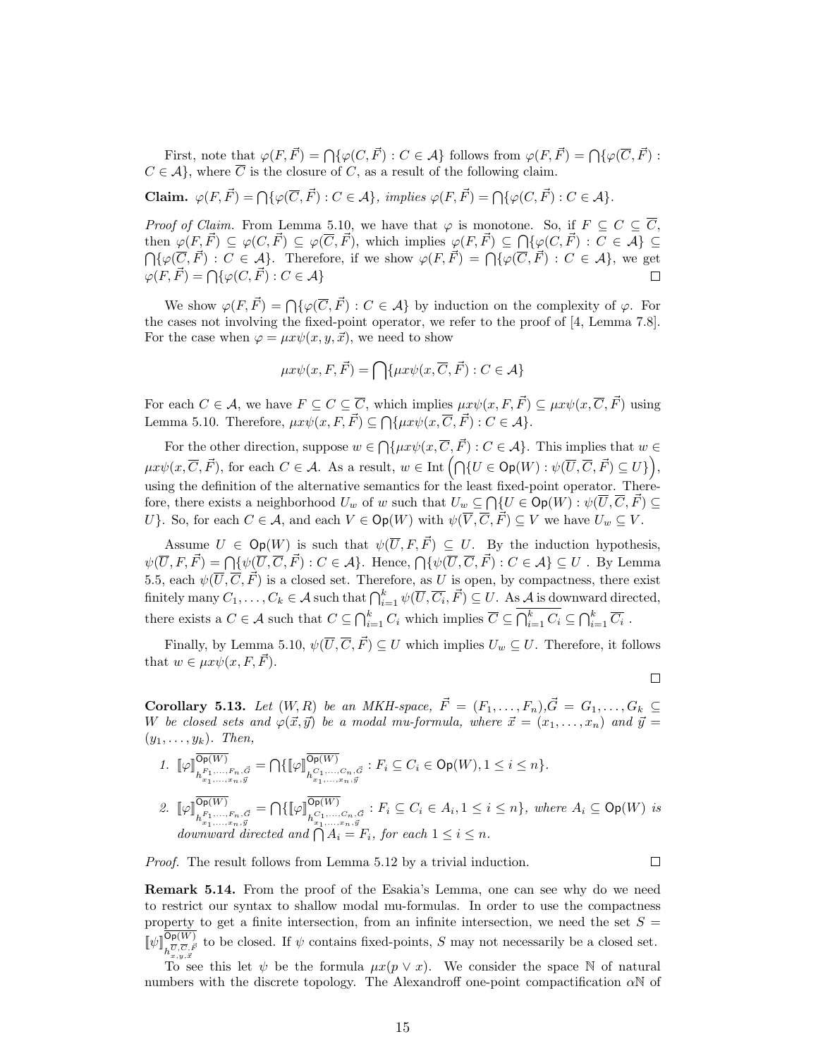First, note that $\varphi(F, \vec{F}) = \bigcap\{\varphi(C, \vec{F}) : C \in \mathcal{A}\}$ follows from $\varphi(F, \vec{F}) = \bigcap\{\varphi(\overline{C}, \vec{F}) : C \in \mathcal{A}\}$, where $\overline{C}$ is the closure of $C$, as a result of the following claim.

**Claim.** *$\varphi(F, \vec{F}) = \bigcap\{\varphi(\overline{C}, \vec{F}) : C \in \mathcal{A}\}$, implies $\varphi(F, \vec{F}) = \bigcap\{\varphi(C, \vec{F}) : C \in \mathcal{A}\}$.*

*Proof of Claim.* From Lemma 5.10, we have that $\varphi$ is monotone. So, if $F \subseteq C \subseteq \overline{C}$, then $\varphi(F, \vec{F}) \subseteq \varphi(C, \vec{F}) \subseteq \varphi(\overline{C}, \vec{F})$, which implies $\varphi(F, \vec{F}) \subseteq \bigcap\{\varphi(C, \vec{F}) : C \in \mathcal{A}\} \subseteq \bigcap\{\varphi(\overline{C}, \vec{F}) : C \in \mathcal{A}\}$. Therefore, if we show $\varphi(F, \vec{F}) = \bigcap\{\varphi(\overline{C}, \vec{F}) : C \in \mathcal{A}\}$, we get $\varphi(F, \vec{F}) = \bigcap\{\varphi(C, \vec{F}) : C \in \mathcal{A}\}$ ◻

We show $\varphi(F, \vec{F}) = \bigcap\{\varphi(\overline{C}, \vec{F}) : C \in \mathcal{A}\}$ by induction on the complexity of $\varphi$. For the cases not involving the fixed-point operator, we refer to the proof of [4, Lemma 7.8]. For the case when $\varphi = \mu x \psi(x, y, \vec{x})$, we need to show

$$\mu x \psi(x, F, \vec{F}) = \bigcap\{\mu x \psi(x, \overline{C}, \vec{F}) : C \in \mathcal{A}\}$$

For each $C \in \mathcal{A}$, we have $F \subseteq C \subseteq \overline{C}$, which implies $\mu x \psi(x, F, \vec{F}) \subseteq \mu x \psi(x, \overline{C}, \vec{F})$ using Lemma 5.10. Therefore, $\mu x \psi(x, F, \vec{F}) \subseteq \bigcap\{\mu x \psi(x, \overline{C}, \vec{F}) : C \in \mathcal{A}\}$.

For the other direction, suppose $w \in \bigcap\{\mu x \psi(x, \overline{C}, \vec{F}) : C \in \mathcal{A}\}$. This implies that $w \in \mu x \psi(x, \overline{C}, \vec{F})$, for each $C \in \mathcal{A}$. As a result, $w \in \mathrm{Int}\left(\bigcap\{U \in \mathsf{Op}(W) : \psi(\overline{U}, \overline{C}, \vec{F}) \subseteq U\}\right)$, using the definition of the alternative semantics for the least fixed-point operator. Therefore, there exists a neighborhood $U_w$ of $w$ such that $U_w \subseteq \bigcap\{U \in \mathsf{Op}(W) : \psi(\overline{U}, \overline{C}, \vec{F}) \subseteq U\}$. So, for each $C \in \mathcal{A}$, and each $V \in \mathsf{Op}(W)$ with $\psi(\overline{V}, \overline{C}, \vec{F}) \subseteq V$ we have $U_w \subseteq V$.

Assume $U \in \mathsf{Op}(W)$ is such that $\psi(\overline{U}, F, \vec{F}) \subseteq U$. By the induction hypothesis, $\psi(\overline{U}, F, \vec{F}) = \bigcap\{\psi(\overline{U}, \overline{C}, \vec{F}) : C \in \mathcal{A}\}$. Hence, $\bigcap\{\psi(\overline{U}, \overline{C}, \vec{F}) : C \in \mathcal{A}\} \subseteq U$ . By Lemma 5.5, each $\psi(\overline{U}, \overline{C}, \vec{F})$ is a closed set. Therefore, as $U$ is open, by compactness, there exist finitely many $C_1, \ldots, C_k \in \mathcal{A}$ such that $\bigcap_{i=1}^{k} \psi(\overline{U}, \overline{C_i}, \vec{F}) \subseteq U$. As $\mathcal{A}$ is downward directed, there exists a $C \in \mathcal{A}$ such that $C \subseteq \bigcap_{i=1}^{k} C_i$ which implies $\overline{C} \subseteq \overline{\bigcap_{i=1}^{k} C_i} \subseteq \bigcap_{i=1}^{k} \overline{C_i}$ .

Finally, by Lemma 5.10, $\psi(\overline{U}, \overline{C}, \vec{F}) \subseteq U$ which implies $U_w \subseteq U$. Therefore, it follows that $w \in \mu x \psi(x, F, \vec{F})$.

◻

**Corollary 5.13.** *Let $(W, R)$ be an MKH-space, $\vec{F} = (F_1, \ldots, F_n)$,$\vec{G} = G_1, \ldots, G_k \subseteq W$ be closed sets and $\varphi(\vec{x}, \vec{y})$ be a modal mu-formula, where $\vec{x} = (x_1, \ldots, x_n)$ and $\vec{y} = (y_1, \ldots, y_k)$. Then,*

1. $[\![\varphi]\!]^{\overline{\mathsf{Op}(W)}}_{h^{F_1,\ldots,F_n,\vec{G}}_{x_1,\ldots,x_n,\vec{y}}} = \bigcap\{[\![\varphi]\!]^{\overline{\mathsf{Op}(W)}}_{h^{C_1,\ldots,C_n,\vec{G}}_{x_1,\ldots,x_n,\vec{y}}} : F_i \subseteq C_i \in \mathsf{Op}(W), 1 \le i \le n\}$.
2. $[\![\varphi]\!]^{\overline{\mathsf{Op}(W)}}_{h^{F_1,\ldots,F_n,\vec{G}}_{x_1,\ldots,x_n,\vec{y}}} = \bigcap\{[\![\varphi]\!]^{\overline{\mathsf{Op}(W)}}_{h^{C_1,\ldots,C_n,\vec{G}}_{x_1,\ldots,x_n,\vec{y}}} : F_i \subseteq C_i \in A_i, 1 \le i \le n\}$*, where $A_i \subseteq \mathsf{Op}(W)$ is downward directed and $\bigcap A_i = F_i$, for each $1 \le i \le n$.*

*Proof.* The result follows from Lemma 5.12 by a trivial induction. ◻

**Remark 5.14.** From the proof of the Esakia's Lemma, one can see why do we need to restrict our syntax to shallow modal mu-formulas. In order to use the compactness property to get a finite intersection, from an infinite intersection, we need the set $S = [\![\psi]\!]^{\overline{\mathsf{Op}(W)}}_{h^{\overline{U},\overline{C},\vec{F}}_{x,y,\vec{x}}}$ to be closed. If $\psi$ contains fixed-points, $S$ may not necessarily be a closed set.

To see this let $\psi$ be the formula $\mu x(p \vee x)$. We consider the space $\mathbb{N}$ of natural numbers with the discrete topology. The Alexandroff one-point compactification $\alpha\mathbb{N}$ of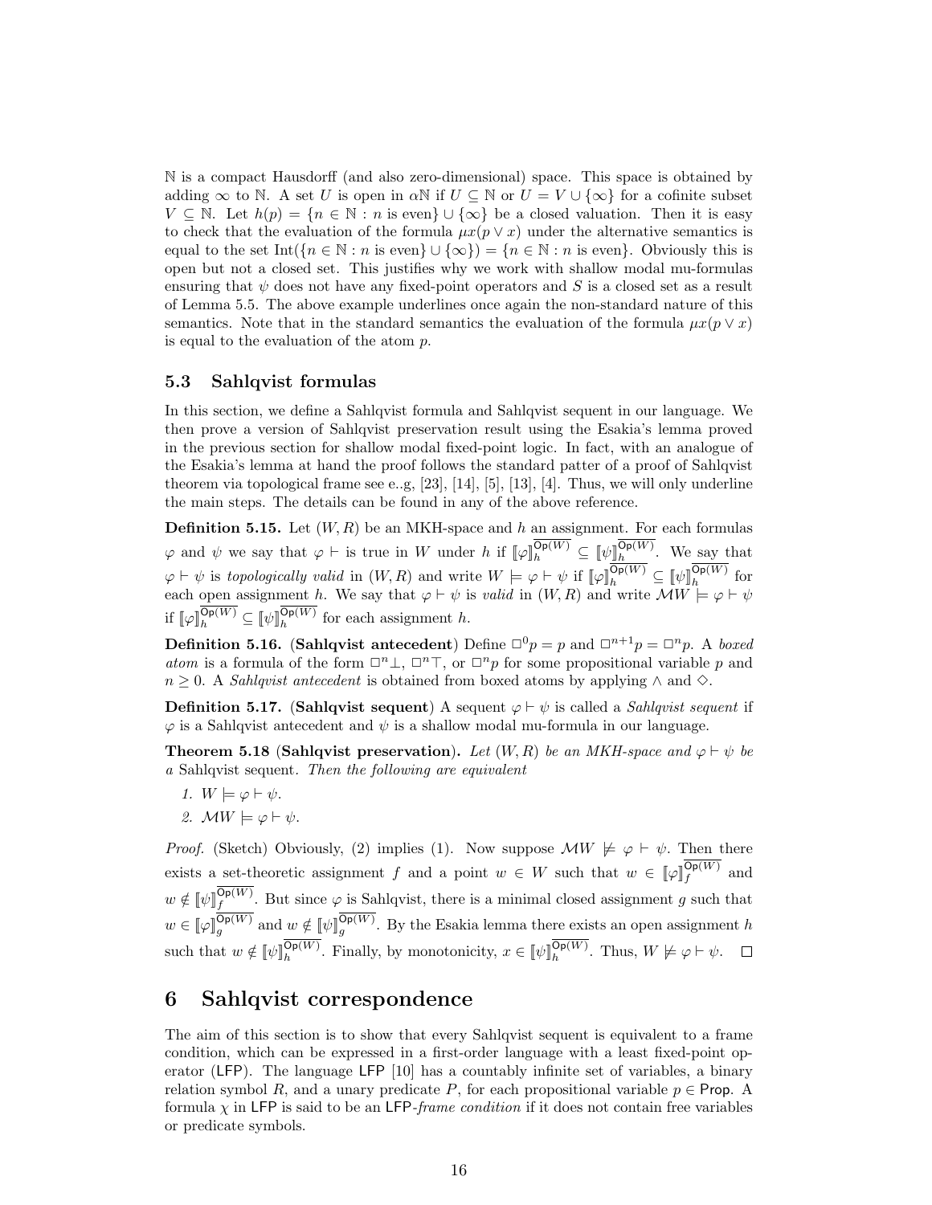$\mathbb{N}$ is a compact Hausdorff (and also zero-dimensional) space. This space is obtained by adding $\infty$ to $\mathbb{N}$. A set $U$ is open in $\alpha\mathbb{N}$ if $U \subseteq \mathbb{N}$ or $U = V \cup \{\infty\}$ for a cofinite subset $V \subseteq \mathbb{N}$. Let $h(p) = \{n \in \mathbb{N} : n \text{ is even}\} \cup \{\infty\}$ be a closed valuation. Then it is easy to check that the evaluation of the formula $\mu x(p \vee x)$ under the alternative semantics is equal to the set $\mathrm{Int}(\{n \in \mathbb{N} : n \text{ is even}\} \cup \{\infty\}) = \{n \in \mathbb{N} : n \text{ is even}\}$. Obviously this is open but not a closed set. This justifies why we work with shallow modal mu-formulas ensuring that $\psi$ does not have any fixed-point operators and $S$ is a closed set as a result of Lemma 5.5. The above example underlines once again the non-standard nature of this semantics. Note that in the standard semantics the evaluation of the formula $\mu x(p \vee x)$ is equal to the evaluation of the atom $p$.

### 5.3 Sahlqvist formulas

In this section, we define a Sahlqvist formula and Sahlqvist sequent in our language. We then prove a version of Sahlqvist preservation result using the Esakia's lemma proved in the previous section for shallow modal fixed-point logic. In fact, with an analogue of the Esakia's lemma at hand the proof follows the standard patter of a proof of Sahlqvist theorem via topological frame see e..g, [23], [14], [5], [13], [4]. Thus, we will only underline the main steps. The details can be found in any of the above reference.

**Definition 5.15.** Let $(W, R)$ be an MKH-space and $h$ an assignment. For each formulas $\varphi$ and $\psi$ we say that $\varphi \vdash$ is true in $W$ under $h$ if $[\![\varphi]\!]_h^{\overline{\mathsf{Op}(W)}} \subseteq [\![\psi]\!]_h^{\overline{\mathsf{Op}(W)}}$. We say that $\varphi \vdash \psi$ is *topologically valid* in $(W, R)$ and write $W \models \varphi \vdash \psi$ if $[\![\varphi]\!]_h^{\overline{\mathsf{Op}(W)}} \subseteq [\![\psi]\!]_h^{\overline{\mathsf{Op}(W)}}$ for each open assignment $h$. We say that $\varphi \vdash \psi$ is *valid* in $(W, R)$ and write $\mathcal{M}W \models \varphi \vdash \psi$ if $[\![\varphi]\!]_h^{\overline{\mathsf{Op}(W)}} \subseteq [\![\psi]\!]_h^{\overline{\mathsf{Op}(W)}}$ for each assignment $h$.

**Definition 5.16.** (**Sahlqvist antecedent**) Define $\Box^0 p = p$ and $\Box^{n+1} p = \Box^n p$. A *boxed atom* is a formula of the form $\Box^n \bot$, $\Box^n \top$, or $\Box^n p$ for some propositional variable $p$ and $n \geq 0$. A *Sahlqvist antecedent* is obtained from boxed atoms by applying $\wedge$ and $\Diamond$.

**Definition 5.17.** (**Sahlqvist sequent**) A sequent $\varphi \vdash \psi$ is called a *Sahlqvist sequent* if $\varphi$ is a Sahlqvist antecedent and $\psi$ is a shallow modal mu-formula in our language.

**Theorem 5.18** (**Sahlqvist preservation**). *Let $(W, R)$ be an MKH-space and $\varphi \vdash \psi$ be a* Sahlqvist sequent*. Then the following are equivalent*

1. $W \models \varphi \vdash \psi$.
2. $\mathcal{M}W \models \varphi \vdash \psi$.

*Proof.* (Sketch) Obviously, (2) implies (1). Now suppose $\mathcal{M}W \not\models \varphi \vdash \psi$. Then there exists a set-theoretic assignment $f$ and a point $w \in W$ such that $w \in [\![\varphi]\!]_f^{\overline{\mathsf{Op}(W)}}$ and $w \notin [\![\psi]\!]_f^{\overline{\mathsf{Op}(W)}}$. But since $\varphi$ is Sahlqvist, there is a minimal closed assignment $g$ such that $w \in [\![\varphi]\!]_g^{\overline{\mathsf{Op}(W)}}$ and $w \notin [\![\psi]\!]_g^{\overline{\mathsf{Op}(W)}}$. By the Esakia lemma there exists an open assignment $h$ such that $w \notin [\![\psi]\!]_h^{\overline{\mathsf{Op}(W)}}$. Finally, by monotonicity, $x \in [\![\psi]\!]_h^{\overline{\mathsf{Op}(W)}}$. Thus, $W \not\models \varphi \vdash \psi$. $\square$

## 6 Sahlqvist correspondence

The aim of this section is to show that every Sahlqvist sequent is equivalent to a frame condition, which can be expressed in a first-order language with a least fixed-point operator ($\mathsf{LFP}$). The language $\mathsf{LFP}$ [10] has a countably infinite set of variables, a binary relation symbol $R$, and a unary predicate $P$, for each propositional variable $p \in \mathsf{Prop}$. A formula $\chi$ in $\mathsf{LFP}$ is said to be an $\mathsf{LFP}$-*frame condition* if it does not contain free variables or predicate symbols.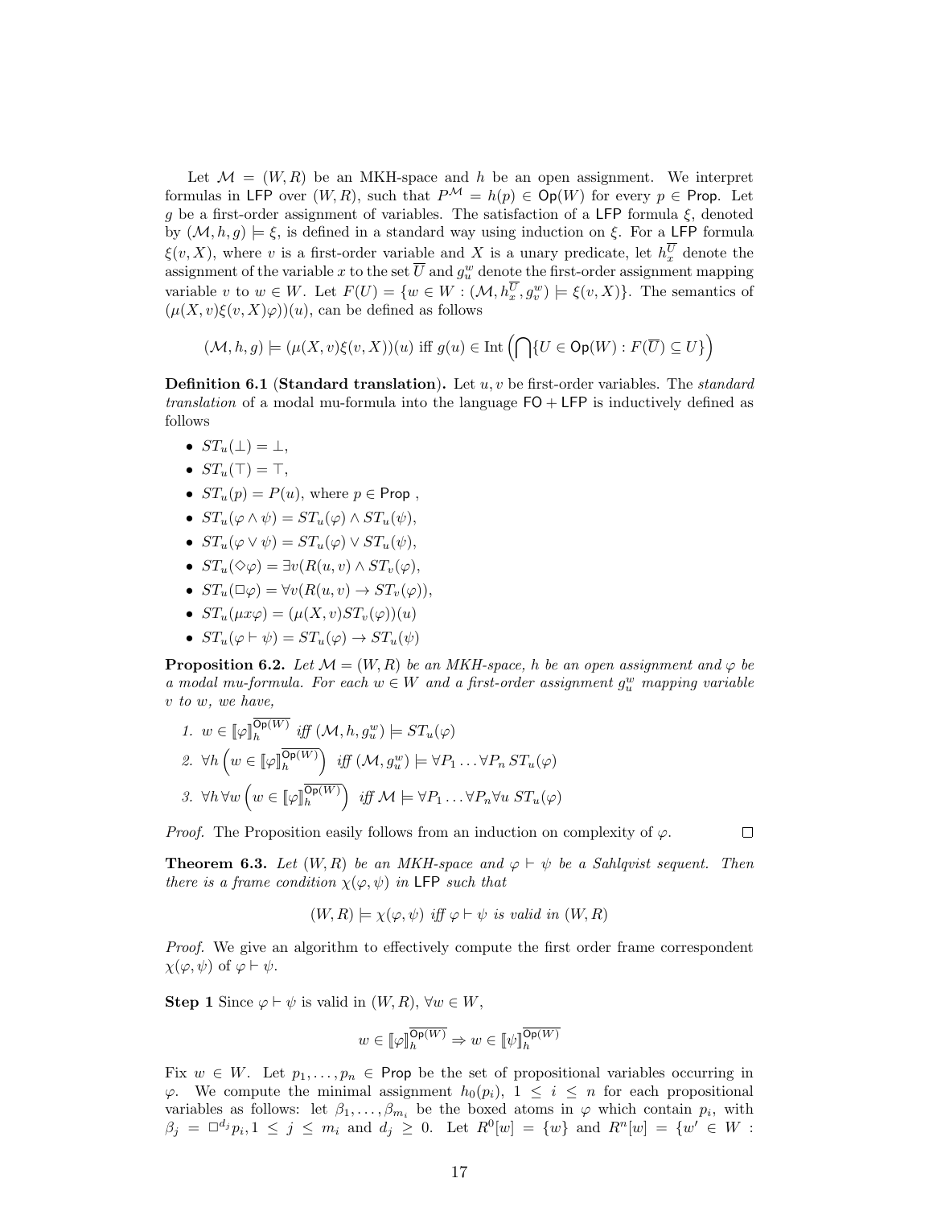Let $\mathcal{M} = (W, R)$ be an MKH-space and $h$ be an open assignment. We interpret formulas in $\mathsf{LFP}$ over $(W, R)$, such that $P^{\mathcal{M}} = h(p) \in \mathsf{Op}(W)$ for every $p \in \mathsf{Prop}$. Let $g$ be a first-order assignment of variables. The satisfaction of a $\mathsf{LFP}$ formula $\xi$, denoted by $(\mathcal{M}, h, g) \models \xi$, is defined in a standard way using induction on $\xi$. For a $\mathsf{LFP}$ formula $\xi(v, X)$, where $v$ is a first-order variable and $X$ is a unary predicate, let $h_x^{\overline{U}}$ denote the assignment of the variable $x$ to the set $\overline{U}$ and $g_u^w$ denote the first-order assignment mapping variable $v$ to $w \in W$. Let $F(U) = \{w \in W : (\mathcal{M}, h_x^{\overline{U}}, g_v^w) \models \xi(v, X)\}$. The semantics of $(\mu(X, v)\xi(v, X)\varphi))(u)$, can be defined as follows

$$(\mathcal{M}, h, g) \models (\mu(X, v)\xi(v, X))(u) \text{ iff } g(u) \in \operatorname{Int}\left(\bigcap\{U \in \mathsf{Op}(W) : F(\overline{U}) \subseteq U\}\right)$$

**Definition 6.1** (**Standard translation).** Let $u, v$ be first-order variables. The *standard translation* of a modal mu-formula into the language $\mathsf{FO} + \mathsf{LFP}$ is inductively defined as follows

- $ST_u(\bot) = \bot$,
- $ST_u(\top) = \top$,
- $ST_u(p) = P(u)$, where $p \in \mathsf{Prop}$ ,
- $ST_u(\varphi \wedge \psi) = ST_u(\varphi) \wedge ST_u(\psi)$,
- $ST_u(\varphi \vee \psi) = ST_u(\varphi) \vee ST_u(\psi)$,
- $ST_u(\Diamond\varphi) = \exists v(R(u, v) \wedge ST_v(\varphi)$,
- $ST_u(\Box\varphi) = \forall v(R(u, v) \rightarrow ST_v(\varphi))$,
- $ST_u(\mu x\varphi) = (\mu(X, v)ST_v(\varphi))(u)$
- $ST_u(\varphi \vdash \psi) = ST_u(\varphi) \rightarrow ST_u(\psi)$

**Proposition 6.2.** *Let $\mathcal{M} = (W, R)$ be an MKH-space, $h$ be an open assignment and $\varphi$ be a modal mu-formula. For each $w \in W$ and a first-order assignment $g_u^w$ mapping variable $v$ to $w$, we have,*

1. $w \in [\![\varphi]\!]_h^{\overline{\mathsf{Op}(W)}}$ *iff* $(\mathcal{M}, h, g_u^w) \models ST_u(\varphi)$
2. $\forall h \left(w \in [\![\varphi]\!]_h^{\overline{\mathsf{Op}(W)}}\right)$ *iff* $(\mathcal{M}, g_u^w) \models \forall P_1 \ldots \forall P_n\, ST_u(\varphi)$
3. $\forall h\, \forall w \left(w \in [\![\varphi]\!]_h^{\overline{\mathsf{Op}(W)}}\right)$ *iff* $\mathcal{M} \models \forall P_1 \ldots \forall P_n \forall u\; ST_u(\varphi)$

*Proof.* The Proposition easily follows from an induction on complexity of $\varphi$. □

**Theorem 6.3.** *Let $(W, R)$ be an MKH-space and $\varphi \vdash \psi$ be a Sahlqvist sequent. Then there is a frame condition $\chi(\varphi, \psi)$ in* $\mathsf{LFP}$ *such that*

$$(W, R) \models \chi(\varphi, \psi) \textit{ iff } \varphi \vdash \psi \textit{ is valid in } (W, R)$$

*Proof.* We give an algorithm to effectively compute the first order frame correspondent $\chi(\varphi, \psi)$ of $\varphi \vdash \psi$.

**Step 1** Since $\varphi \vdash \psi$ is valid in $(W, R)$, $\forall w \in W$,

$$w \in [\![\varphi]\!]_h^{\overline{\mathsf{Op}(W)}} \Rightarrow w \in [\![\psi]\!]_h^{\overline{\mathsf{Op}(W)}}$$

Fix $w \in W$. Let $p_1, \ldots, p_n \in \mathsf{Prop}$ be the set of propositional variables occurring in $\varphi$. We compute the minimal assignment $h_0(p_i)$, $1 \leq i \leq n$ for each propositional variables as follows: let $\beta_1, \ldots, \beta_{m_i}$ be the boxed atoms in $\varphi$ which contain $p_i$, with $\beta_j = \Box^{d_j} p_i, 1 \leq j \leq m_i$ and $d_j \geq 0$. Let $R^0[w] = \{w\}$ and $R^n[w] = \{w' \in W :$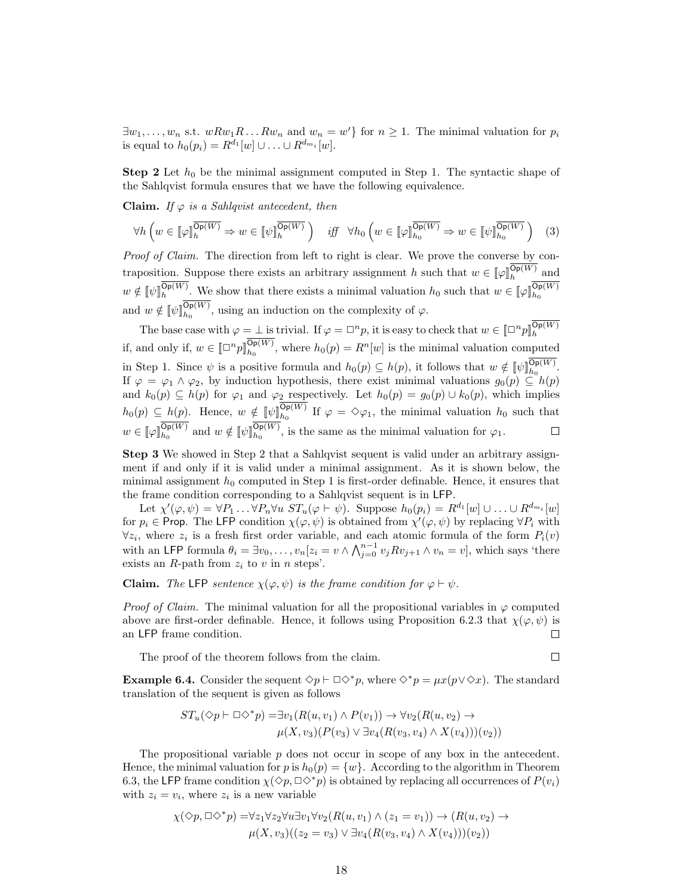$\exists w_1, \ldots, w_n$ s.t. $wRw_1R\ldots Rw_n$ and $w_n = w'\}$ for $n \geq 1$. The minimal valuation for $p_i$ is equal to $h_0(p_i) = R^{d_1}[w] \cup \ldots \cup R^{d_{m_i}}[w]$.

**Step 2** Let $h_0$ be the minimal assignment computed in Step 1. The syntactic shape of the Sahlqvist formula ensures that we have the following equivalence.

**Claim.** *If $\varphi$ is a Sahlqvist antecedent, then*

$$\forall h \left( w \in [\![\varphi]\!]_h^{\overline{\mathsf{Op}(W)}} \Rightarrow w \in [\![\psi]\!]_h^{\overline{\mathsf{Op}(W)}} \right) \quad \textit{iff} \quad \forall h_0 \left( w \in [\![\varphi]\!]_{h_0}^{\overline{\mathsf{Op}(W)}} \Rightarrow w \in [\![\psi]\!]_{h_0}^{\overline{\mathsf{Op}(W)}} \right) \quad (3)$$

*Proof of Claim.* The direction from left to right is clear. We prove the converse by contraposition. Suppose there exists an arbitrary assignment $h$ such that $w \in [\![\varphi]\!]_h^{\overline{\mathsf{Op}(W)}}$ and $w \notin [\![\psi]\!]_h^{\overline{\mathsf{Op}(W)}}$. We show that there exists a minimal valuation $h_0$ such that $w \in [\![\varphi]\!]_{h_0}^{\overline{\mathsf{Op}(W)}}$ and $w \notin [\![\psi]\!]_{h_0}^{\overline{\mathsf{Op}(W)}}$, using an induction on the complexity of $\varphi$.

The base case with $\varphi = \bot$ is trivial. If $\varphi = \Box^n p$, it is easy to check that $w \in [\![\Box^n p]\!]_h^{\overline{\mathsf{Op}(W)}}$ if, and only if, $w \in [\![\Box^n p]\!]_{h_0}^{\overline{\mathsf{Op}(W)}}$, where $h_0(p) = R^n[w]$ is the minimal valuation computed in Step 1. Since $\psi$ is a positive formula and $h_0(p) \subseteq h(p)$, it follows that $w \notin [\![\psi]\!]_{h_0}^{\overline{\mathsf{Op}(W)}}$. If $\varphi = \varphi_1 \wedge \varphi_2$, by induction hypothesis, there exist minimal valuations $g_0(p) \subseteq h(p)$ and $k_0(p) \subseteq h(p)$ for $\varphi_1$ and $\varphi_2$ respectively. Let $h_0(p) = g_0(p) \cup k_0(p)$, which implies $h_0(p) \subseteq h(p)$. Hence, $w \notin [\![\psi]\!]_{h_0}^{\overline{\mathsf{Op}(W)}}$ If $\varphi = \Diamond\varphi_1$, the minimal valuation $h_0$ such that $w \in [\![\varphi]\!]_{h_0}^{\overline{\mathsf{Op}(W)}}$ and $w \notin [\![\psi]\!]_{h_0}^{\overline{\mathsf{Op}(W)}}$, is the same as the minimal valuation for $\varphi_1$. ☐

**Step 3** We showed in Step 2 that a Sahlqvist sequent is valid under an arbitrary assignment if and only if it is valid under a minimal assignment. As it is shown below, the minimal assignment $h_0$ computed in Step 1 is first-order definable. Hence, it ensures that the frame condition corresponding to a Sahlqvist sequent is in LFP.

Let $\chi'(\varphi, \psi) = \forall P_1 \ldots \forall P_n \forall u \; ST_u(\varphi \vdash \psi)$. Suppose $h_0(p_i) = R^{d_1}[w] \cup \ldots \cup R^{d_{m_i}}[w]$ for $p_i \in \mathsf{Prop}$. The LFP condition $\chi(\varphi, \psi)$ is obtained from $\chi'(\varphi, \psi)$ by replacing $\forall P_i$ with $\forall z_i$, where $z_i$ is a fresh first order variable, and each atomic formula of the form $P_i(v)$ with an LFP formula $\theta_i = \exists v_0, \ldots, v_n[z_i = v \wedge \bigwedge_{j=0}^{n-1} v_j R v_{j+1} \wedge v_n = v]$, which says 'there exists an $R$-path from $z_i$ to $v$ in $n$ steps'.

**Claim.** *The* LFP *sentence $\chi(\varphi, \psi)$ is the frame condition for $\varphi \vdash \psi$.*

*Proof of Claim.* The minimal valuation for all the propositional variables in $\varphi$ computed above are first-order definable. Hence, it follows using Proposition 6.2.3 that $\chi(\varphi, \psi)$ is an LFP frame condition. ☐

The proof of the theorem follows from the claim. ☐

**Example 6.4.** Consider the sequent $\Diamond p \vdash \Box\Diamond^* p$, where $\Diamond^* p = \mu x(p \vee \Diamond x)$. The standard translation of the sequent is given as follows

$$\begin{aligned} ST_u(\Diamond p \vdash \Box\Diamond^* p) = &\exists v_1(R(u, v_1) \wedge P(v_1)) \rightarrow \forall v_2(R(u, v_2) \rightarrow \\ &\mu(X, v_3)(P(v_3) \vee \exists v_4(R(v_3, v_4) \wedge X(v_4)))(v_2)) \end{aligned}$$

The propositional variable $p$ does not occur in scope of any box in the antecedent. Hence, the minimal valuation for $p$ is $h_0(p) = \{w\}$. According to the algorithm in Theorem 6.3, the LFP frame condition $\chi(\Diamond p, \Box\Diamond^* p)$ is obtained by replacing all occurrences of $P(v_i)$ with $z_i = v_i$, where $z_i$ is a new variable

$$\begin{aligned} \chi(\Diamond p, \Box\Diamond^* p) = &\forall z_1 \forall z_2 \forall u \exists v_1 \forall v_2 (R(u, v_1) \wedge (z_1 = v_1)) \rightarrow (R(u, v_2) \rightarrow \\ &\mu(X, v_3)((z_2 = v_3) \vee \exists v_4(R(v_3, v_4) \wedge X(v_4)))(v_2)) \end{aligned}$$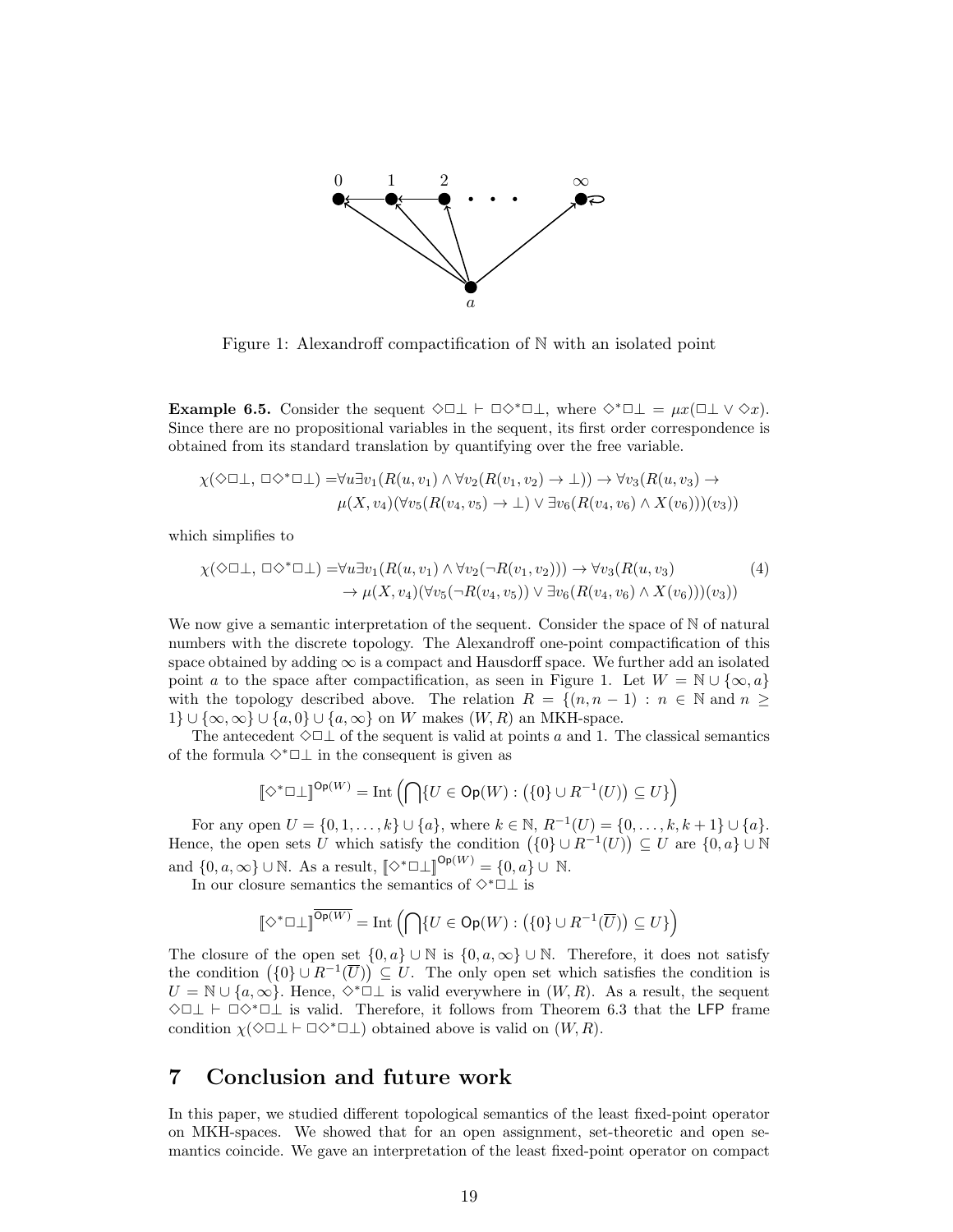Figure 1: Alexandroff compactification of $\mathbb{N}$ with an isolated point

**Example 6.5.** Consider the sequent $\Diamond\Box\bot \vdash \Box\Diamond^*\Box\bot$, where $\Diamond^*\Box\bot = \mu x(\Box\bot \vee \Diamond x)$. Since there are no propositional variables in the sequent, its first order correspondence is obtained from its standard translation by quantifying over the free variable.

$$\begin{aligned}\chi(\Diamond\Box\bot,\, \Box\Diamond^*\Box\bot) =& \forall u \exists v_1(R(u,v_1) \wedge \forall v_2(R(v_1,v_2) \rightarrow \bot)) \rightarrow \forall v_3(R(u,v_3) \rightarrow \\ & \mu(X,v_4)(\forall v_5(R(v_4,v_5) \rightarrow \bot) \vee \exists v_6(R(v_4,v_6) \wedge X(v_6)))(v_3))\end{aligned}$$

which simplifies to

$$\begin{aligned}\chi(\Diamond\Box\bot,\, \Box\Diamond^*\Box\bot) =& \forall u \exists v_1(R(u,v_1) \wedge \forall v_2(\neg R(v_1,v_2))) \rightarrow \forall v_3(R(u,v_3) \\ & \rightarrow \mu(X,v_4)(\forall v_5(\neg R(v_4,v_5)) \vee \exists v_6(R(v_4,v_6) \wedge X(v_6)))(v_3))\end{aligned} \tag{4}$$

We now give a semantic interpretation of the sequent. Consider the space of $\mathbb{N}$ of natural numbers with the discrete topology. The Alexandroff one-point compactification of this space obtained by adding $\infty$ is a compact and Hausdorff space. We further add an isolated point $a$ to the space after compactification, as seen in Figure 1. Let $W = \mathbb{N} \cup \{\infty, a\}$ with the topology described above. The relation $R = \{(n, n-1) : n \in \mathbb{N} \text{ and } n \geq 1\} \cup \{\infty, \infty\} \cup \{a, 0\} \cup \{a, \infty\}$ on $W$ makes $(W, R)$ an MKH-space.

The antecedent $\Diamond\Box\bot$ of the sequent is valid at points $a$ and 1. The classical semantics of the formula $\Diamond^*\Box\bot$ in the consequent is given as

$$[\![\Diamond^*\Box\bot]\!]^{\mathsf{Op}(W)} = \mathrm{Int}\left(\bigcap\{U \in \mathsf{Op}(W) : \left(\{0\} \cup R^{-1}(U)\right) \subseteq U\}\right)$$

For any open $U = \{0, 1, \dots, k\} \cup \{a\}$, where $k \in \mathbb{N}$, $R^{-1}(U) = \{0, \dots, k, k+1\} \cup \{a\}$. Hence, the open sets $U$ which satisfy the condition $\left(\{0\} \cup R^{-1}(U)\right) \subseteq U$ are $\{0, a\} \cup \mathbb{N}$ and $\{0, a, \infty\} \cup \mathbb{N}$. As a result, $[\![\Diamond^*\Box\bot]\!]^{\mathsf{Op}(W)} = \{0, a\} \cup\ \mathbb{N}$.

In our closure semantics the semantics of $\Diamond^*\Box\bot$ is

$$[\![\Diamond^*\Box\bot]\!]^{\overline{\mathsf{Op}(W)}} = \mathrm{Int}\left(\bigcap\{U \in \mathsf{Op}(W) : \left(\{0\} \cup R^{-1}(\overline{U})\right) \subseteq U\}\right)$$

The closure of the open set $\{0, a\} \cup \mathbb{N}$ is $\{0, a, \infty\} \cup \mathbb{N}$. Therefore, it does not satisfy the condition $\left(\{0\} \cup R^{-1}(\overline{U})\right) \subseteq U$. The only open set which satisfies the condition is $U = \mathbb{N} \cup \{a, \infty\}$. Hence, $\Diamond^*\Box\bot$ is valid everywhere in $(W, R)$. As a result, the sequent $\Diamond\Box\bot \vdash \Box\Diamond^*\Box\bot$ is valid. Therefore, it follows from Theorem 6.3 that the $\mathsf{LFP}$ frame condition $\chi(\Diamond\Box\bot \vdash \Box\Diamond^*\Box\bot)$ obtained above is valid on $(W, R)$.

# 7 Conclusion and future work

In this paper, we studied different topological semantics of the least fixed-point operator on MKH-spaces. We showed that for an open assignment, set-theoretic and open semantics coincide. We gave an interpretation of the least fixed-point operator on compact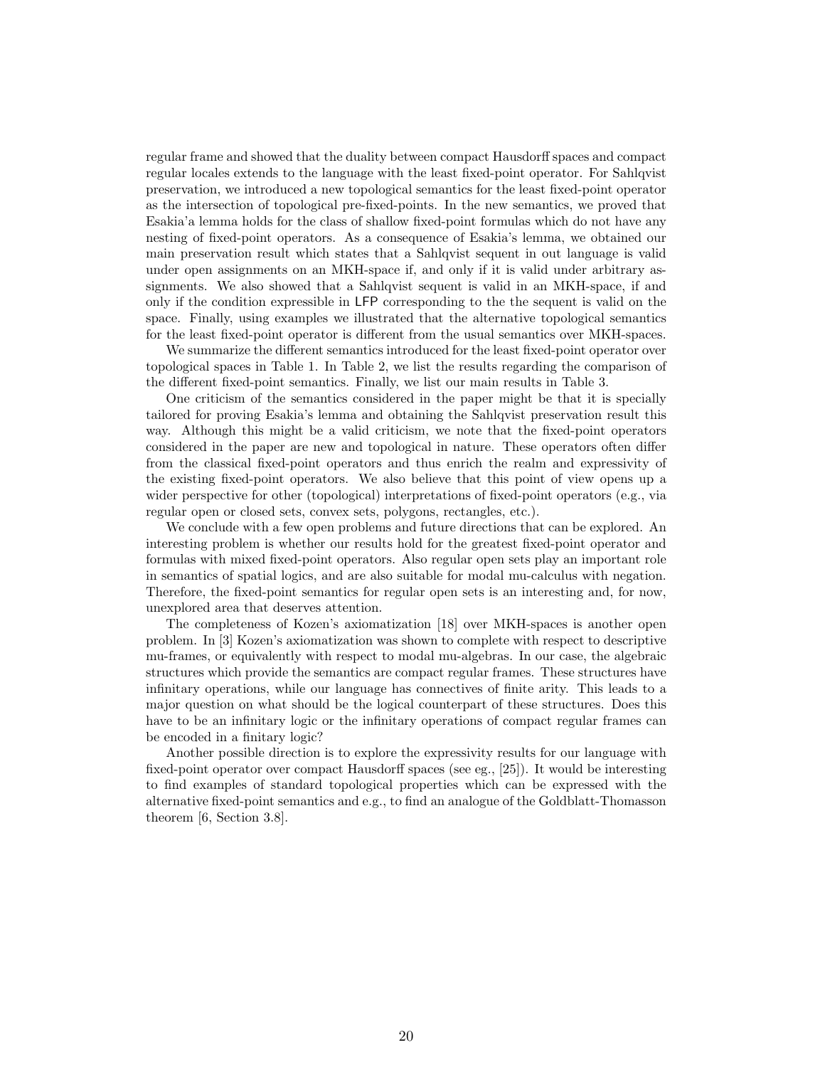regular frame and showed that the duality between compact Hausdorff spaces and compact regular locales extends to the language with the least fixed-point operator. For Sahlqvist preservation, we introduced a new topological semantics for the least fixed-point operator as the intersection of topological pre-fixed-points. In the new semantics, we proved that Esakia'a lemma holds for the class of shallow fixed-point formulas which do not have any nesting of fixed-point operators. As a consequence of Esakia's lemma, we obtained our main preservation result which states that a Sahlqvist sequent in out language is valid under open assignments on an MKH-space if, and only if it is valid under arbitrary assignments. We also showed that a Sahlqvist sequent is valid in an MKH-space, if and only if the condition expressible in LFP corresponding to the the sequent is valid on the space. Finally, using examples we illustrated that the alternative topological semantics for the least fixed-point operator is different from the usual semantics over MKH-spaces.

We summarize the different semantics introduced for the least fixed-point operator over topological spaces in Table 1. In Table 2, we list the results regarding the comparison of the different fixed-point semantics. Finally, we list our main results in Table 3.

One criticism of the semantics considered in the paper might be that it is specially tailored for proving Esakia's lemma and obtaining the Sahlqvist preservation result this way. Although this might be a valid criticism, we note that the fixed-point operators considered in the paper are new and topological in nature. These operators often differ from the classical fixed-point operators and thus enrich the realm and expressivity of the existing fixed-point operators. We also believe that this point of view opens up a wider perspective for other (topological) interpretations of fixed-point operators (e.g., via regular open or closed sets, convex sets, polygons, rectangles, etc.).

We conclude with a few open problems and future directions that can be explored. An interesting problem is whether our results hold for the greatest fixed-point operator and formulas with mixed fixed-point operators. Also regular open sets play an important role in semantics of spatial logics, and are also suitable for modal mu-calculus with negation. Therefore, the fixed-point semantics for regular open sets is an interesting and, for now, unexplored area that deserves attention.

The completeness of Kozen's axiomatization [18] over MKH-spaces is another open problem. In [3] Kozen's axiomatization was shown to complete with respect to descriptive mu-frames, or equivalently with respect to modal mu-algebras. In our case, the algebraic structures which provide the semantics are compact regular frames. These structures have infinitary operations, while our language has connectives of finite arity. This leads to a major question on what should be the logical counterpart of these structures. Does this have to be an infinitary logic or the infinitary operations of compact regular frames can be encoded in a finitary logic?

Another possible direction is to explore the expressivity results for our language with fixed-point operator over compact Hausdorff spaces (see eg., [25]). It would be interesting to find examples of standard topological properties which can be expressed with the alternative fixed-point semantics and e.g., to find an analogue of the Goldblatt-Thomasson theorem [6, Section 3.8].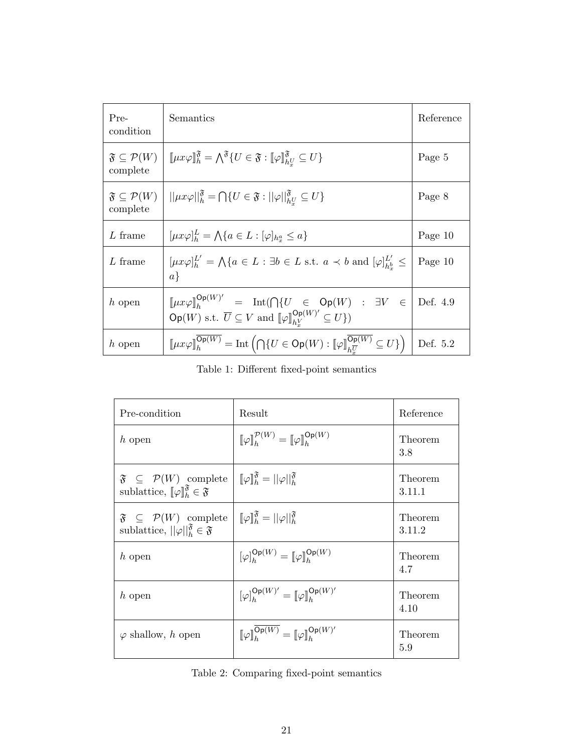| Pre-condition | Semantics | Reference |
|---|---|---|
| $\mathfrak{F} \subseteq \mathcal{P}(W)$ complete | $[\![\mu x\varphi]\!]_h^{\mathfrak{F}} = \bigwedge^{\mathfrak{F}}\{U \in \mathfrak{F} : [\![\varphi]\!]_{h_x^U}^{\mathfrak{F}} \subseteq U\}$ | Page 5 |
| $\mathfrak{F} \subseteq \mathcal{P}(W)$ complete | $\|\|\mu x\varphi\|\|_h^{\mathfrak{F}} = \bigcap\{U \in \mathfrak{F} : \|\|\varphi\|\|_{h_x^U}^{\mathfrak{F}} \subseteq U\}$ | Page 8 |
| $L$ frame | $[\mu x\varphi]_h^L = \bigwedge\{a \in L : [\varphi]_{h_x^a} \leq a\}$ | Page 10 |
| $L$ frame | $[\mu x\varphi]_h^{L'} = \bigwedge\{a \in L : \exists b \in L \text{ s.t. } a \prec b \text{ and } [\varphi]_{h_x^b}^{L'} \leq a\}$ | Page 10 |
| $h$ open | $[\![\mu x\varphi]\!]_h^{\mathsf{Op}(W)'} = \mathrm{Int}(\bigcap\{U \in \mathsf{Op}(W) : \exists V \in \mathsf{Op}(W) \text{ s.t. } \overline{U} \subseteq V \text{ and } [\![\varphi]\!]_{h_x^V}^{\mathsf{Op}(W)'} \subseteq U\})$ | Def. 4.9 |
| $h$ open | $[\![\mu x\varphi]\!]_h^{\overline{\mathsf{Op}(W)}} = \mathrm{Int}\left(\bigcap\{U \in \mathsf{Op}(W) : [\![\varphi]\!]_{h_x^{\overline{U}}}^{\overline{\mathsf{Op}(W)}} \subseteq U\}\right)$ | Def. 5.2 |

Table 1: Different fixed-point semantics

| Pre-condition | Result | Reference |
|---|---|---|
| $h$ open | $[\![\varphi]\!]_h^{\mathcal{P}(W)} = [\![\varphi]\!]_h^{\mathsf{Op}(W)}$ | Theorem 3.8 |
| $\mathfrak{F} \subseteq \mathcal{P}(W)$ complete sublattice, $[\![\varphi]\!]_h^{\mathfrak{F}} \in \mathfrak{F}$ | $[\![\varphi]\!]_h^{\mathfrak{F}} = \|\|\varphi\|\|_h^{\mathfrak{F}}$ | Theorem 3.11.1 |
| $\mathfrak{F} \subseteq \mathcal{P}(W)$ complete sublattice, $\|\|\varphi\|\|_h^{\mathfrak{F}} \in \mathfrak{F}$ | $[\![\varphi]\!]_h^{\mathfrak{F}} = \|\|\varphi\|\|_h^{\mathfrak{F}}$ | Theorem 3.11.2 |
| $h$ open | $[\varphi]_h^{\mathsf{Op}(W)} = [\![\varphi]\!]_h^{\mathsf{Op}(W)}$ | Theorem 4.7 |
| $h$ open | $[\varphi]_h^{\mathsf{Op}(W)'} = [\![\varphi]\!]_h^{\mathsf{Op}(W)'}$ | Theorem 4.10 |
| $\varphi$ shallow, $h$ open | $[\![\varphi]\!]_h^{\overline{\mathsf{Op}(W)}} = [\![\varphi]\!]_h^{\mathsf{Op}(W)'}$ | Theorem 5.9 |

Table 2: Comparing fixed-point semantics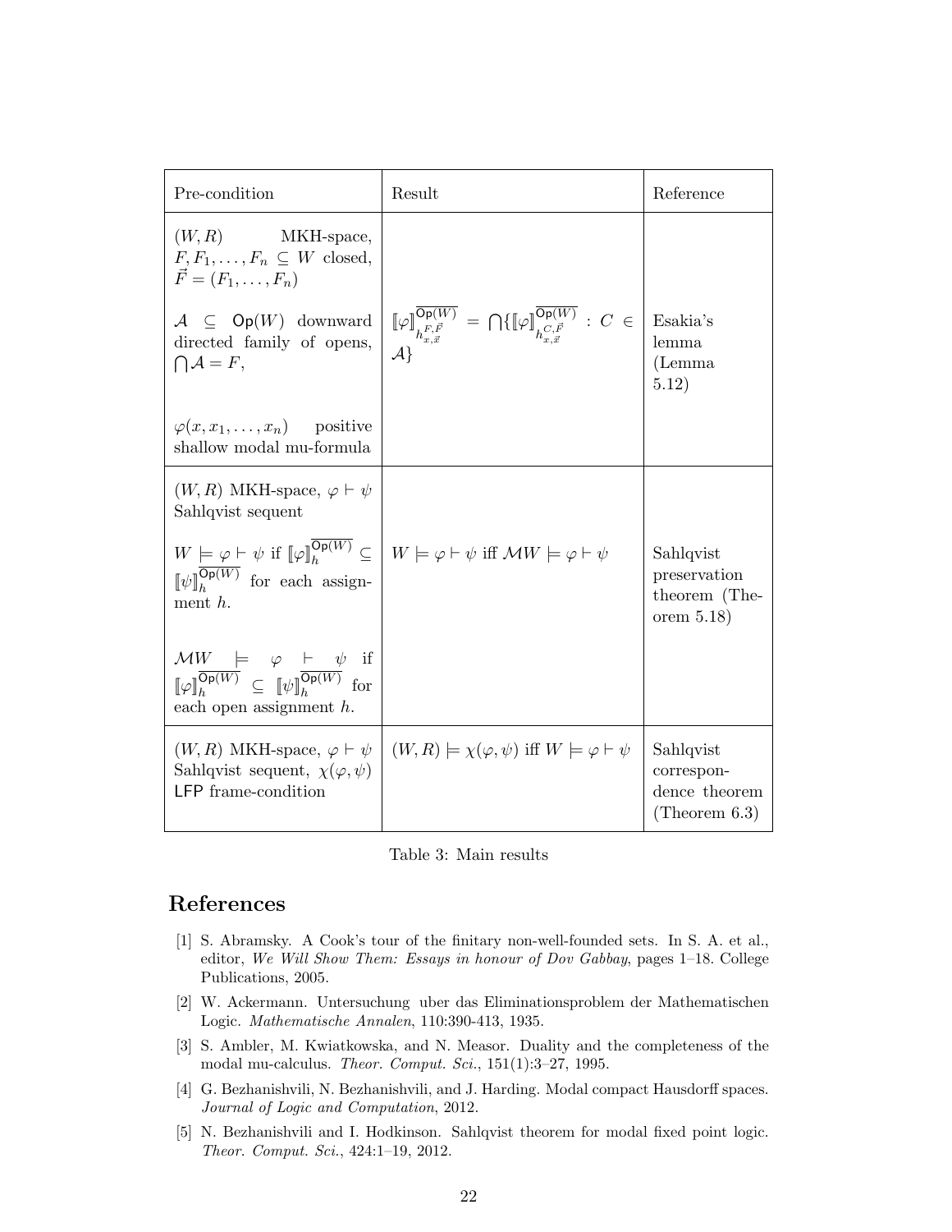| Pre-condition | Result | Reference |
| --- | --- | --- |
| $(W,R)$ MKH-space, $F, F_1, \ldots, F_n \subseteq W$ closed, $\vec{F} = (F_1, \ldots, F_n)$ <br><br> $\mathcal{A} \subseteq \mathsf{Op}(W)$ downward directed family of opens, $\bigcap \mathcal{A} = F$, <br><br> $\varphi(x, x_1, \ldots, x_n)$ positive shallow modal mu-formula | $[\![\varphi]\!]^{\overline{\mathsf{Op}(W)}}_{h^{F,\vec{F}}_{x,\vec{x}}} = \bigcap\{[\![\varphi]\!]^{\overline{\mathsf{Op}(W)}}_{h^{C,\vec{F}}_{x,\vec{x}}} : C \in \mathcal{A}\}$ | Esakia's lemma (Lemma 5.12) |
| $(W,R)$ MKH-space, $\varphi \vdash \psi$ Sahlqvist sequent <br><br> $W \models \varphi \vdash \psi$ if $[\![\varphi]\!]^{\overline{\mathsf{Op}(W)}}_h \subseteq [\![\psi]\!]^{\overline{\mathsf{Op}(W)}}_h$ for each assignment $h$. <br><br> $\mathcal{M}W \models \varphi \vdash \psi$ if $[\![\varphi]\!]^{\overline{\mathsf{Op}(W)}}_h \subseteq [\![\psi]\!]^{\overline{\mathsf{Op}(W)}}_h$ for each open assignment $h$. | $W \models \varphi \vdash \psi$ iff $\mathcal{M}W \models \varphi \vdash \psi$ | Sahlqvist preservation theorem (Theorem 5.18) |
| $(W,R)$ MKH-space, $\varphi \vdash \psi$ Sahlqvist sequent, $\chi(\varphi, \psi)$ $\mathsf{LFP}$ frame-condition | $(W,R) \models \chi(\varphi,\psi)$ iff $W \models \varphi \vdash \psi$ | Sahlqvist correspondence theorem (Theorem 6.3) |

Table 3: Main results

# References

[1] S. Abramsky. A Cook's tour of the finitary non-well-founded sets. In S. A. et al., editor, *We Will Show Them: Essays in honour of Dov Gabbay*, pages 1–18. College Publications, 2005.

[2] W. Ackermann. Untersuchung uber das Eliminationsproblem der Mathematischen Logic. *Mathematische Annalen*, 110:390-413, 1935.

[3] S. Ambler, M. Kwiatkowska, and N. Measor. Duality and the completeness of the modal mu-calculus. *Theor. Comput. Sci.*, 151(1):3–27, 1995.

[4] G. Bezhanishvili, N. Bezhanishvili, and J. Harding. Modal compact Hausdorff spaces. *Journal of Logic and Computation*, 2012.

[5] N. Bezhanishvili and I. Hodkinson. Sahlqvist theorem for modal fixed point logic. *Theor. Comput. Sci.*, 424:1–19, 2012.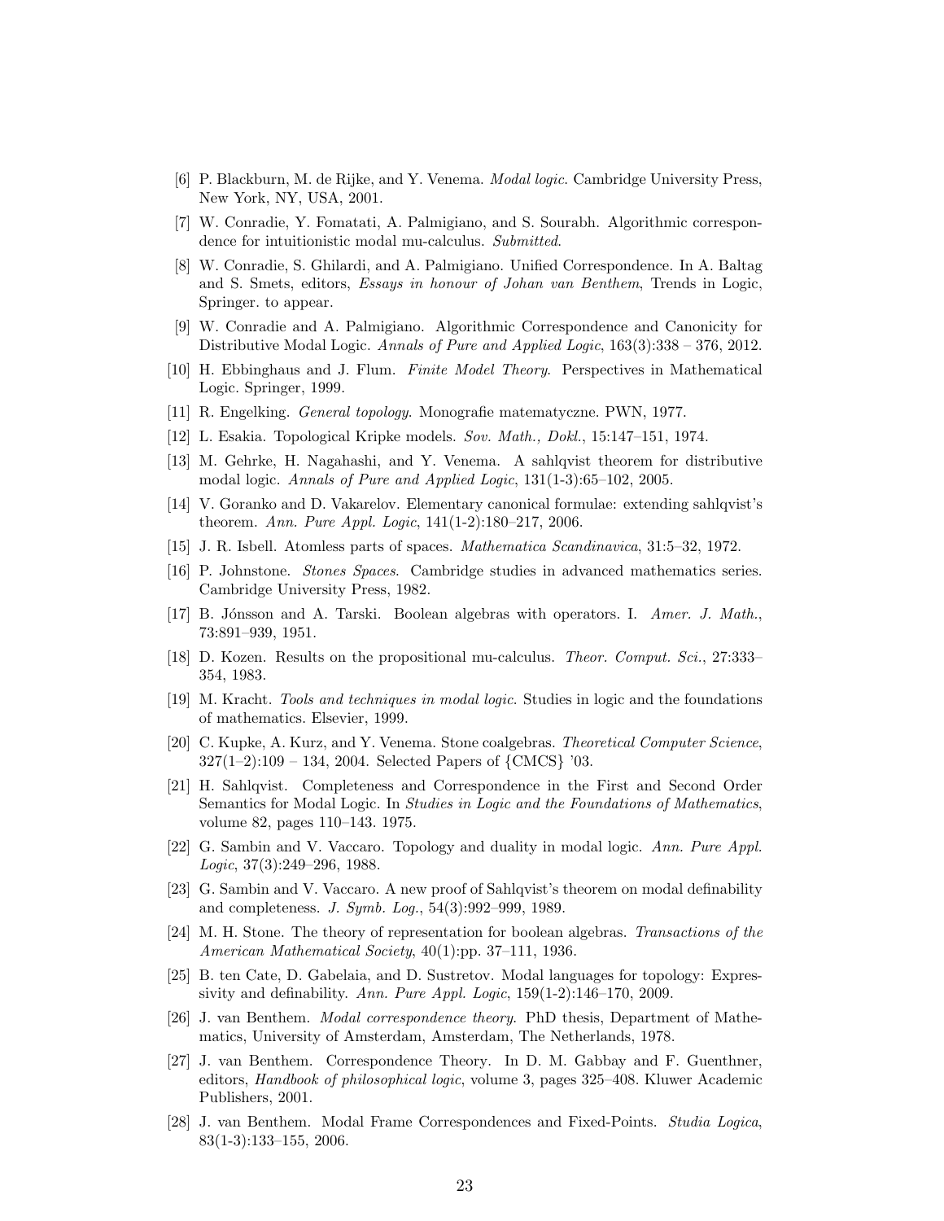[6] P. Blackburn, M. de Rijke, and Y. Venema. *Modal logic*. Cambridge University Press, New York, NY, USA, 2001.

[7] W. Conradie, Y. Fomatati, A. Palmigiano, and S. Sourabh. Algorithmic correspondence for intuitionistic modal mu-calculus. *Submitted*.

[8] W. Conradie, S. Ghilardi, and A. Palmigiano. Unified Correspondence. In A. Baltag and S. Smets, editors, *Essays in honour of Johan van Benthem*, Trends in Logic, Springer. to appear.

[9] W. Conradie and A. Palmigiano. Algorithmic Correspondence and Canonicity for Distributive Modal Logic. *Annals of Pure and Applied Logic*, 163(3):338 – 376, 2012.

[10] H. Ebbinghaus and J. Flum. *Finite Model Theory*. Perspectives in Mathematical Logic. Springer, 1999.

[11] R. Engelking. *General topology*. Monografie matematyczne. PWN, 1977.

[12] L. Esakia. Topological Kripke models. *Sov. Math., Dokl.*, 15:147–151, 1974.

[13] M. Gehrke, H. Nagahashi, and Y. Venema. A sahlqvist theorem for distributive modal logic. *Annals of Pure and Applied Logic*, 131(1-3):65–102, 2005.

[14] V. Goranko and D. Vakarelov. Elementary canonical formulae: extending sahlqvist's theorem. *Ann. Pure Appl. Logic*, 141(1-2):180–217, 2006.

[15] J. R. Isbell. Atomless parts of spaces. *Mathematica Scandinavica*, 31:5–32, 1972.

[16] P. Johnstone. *Stones Spaces*. Cambridge studies in advanced mathematics series. Cambridge University Press, 1982.

[17] B. Jónsson and A. Tarski. Boolean algebras with operators. I. *Amer. J. Math.*, 73:891–939, 1951.

[18] D. Kozen. Results on the propositional mu-calculus. *Theor. Comput. Sci.*, 27:333–354, 1983.

[19] M. Kracht. *Tools and techniques in modal logic*. Studies in logic and the foundations of mathematics. Elsevier, 1999.

[20] C. Kupke, A. Kurz, and Y. Venema. Stone coalgebras. *Theoretical Computer Science*, 327(1–2):109 – 134, 2004. Selected Papers of {CMCS} '03.

[21] H. Sahlqvist. Completeness and Correspondence in the First and Second Order Semantics for Modal Logic. In *Studies in Logic and the Foundations of Mathematics*, volume 82, pages 110–143. 1975.

[22] G. Sambin and V. Vaccaro. Topology and duality in modal logic. *Ann. Pure Appl. Logic*, 37(3):249–296, 1988.

[23] G. Sambin and V. Vaccaro. A new proof of Sahlqvist's theorem on modal definability and completeness. *J. Symb. Log.*, 54(3):992–999, 1989.

[24] M. H. Stone. The theory of representation for boolean algebras. *Transactions of the American Mathematical Society*, 40(1):pp. 37–111, 1936.

[25] B. ten Cate, D. Gabelaia, and D. Sustretov. Modal languages for topology: Expressivity and definability. *Ann. Pure Appl. Logic*, 159(1-2):146–170, 2009.

[26] J. van Benthem. *Modal correspondence theory*. PhD thesis, Department of Mathematics, University of Amsterdam, Amsterdam, The Netherlands, 1978.

[27] J. van Benthem. Correspondence Theory. In D. M. Gabbay and F. Guenthner, editors, *Handbook of philosophical logic*, volume 3, pages 325–408. Kluwer Academic Publishers, 2001.

[28] J. van Benthem. Modal Frame Correspondences and Fixed-Points. *Studia Logica*, 83(1-3):133–155, 2006.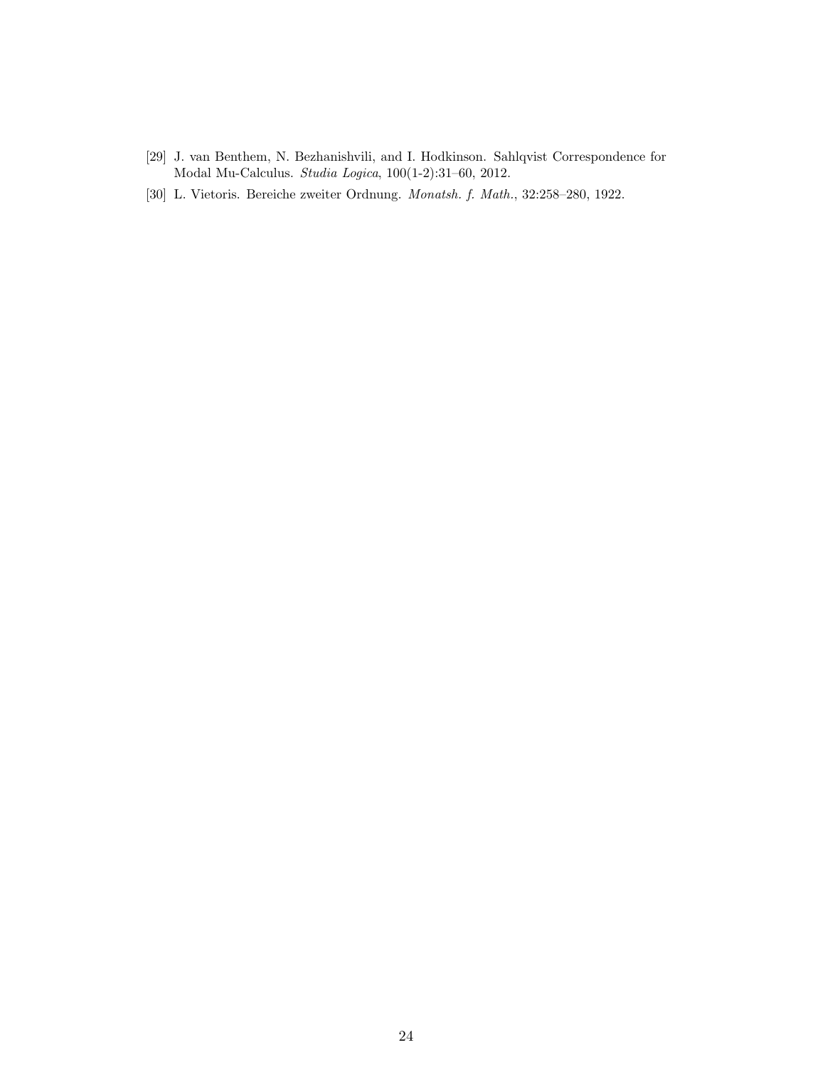[29] J. van Benthem, N. Bezhanishvili, and I. Hodkinson. Sahlqvist Correspondence for Modal Mu-Calculus. *Studia Logica*, 100(1-2):31–60, 2012.

[30] L. Vietoris. Bereiche zweiter Ordnung. *Monatsh. f. Math.*, 32:258–280, 1922.